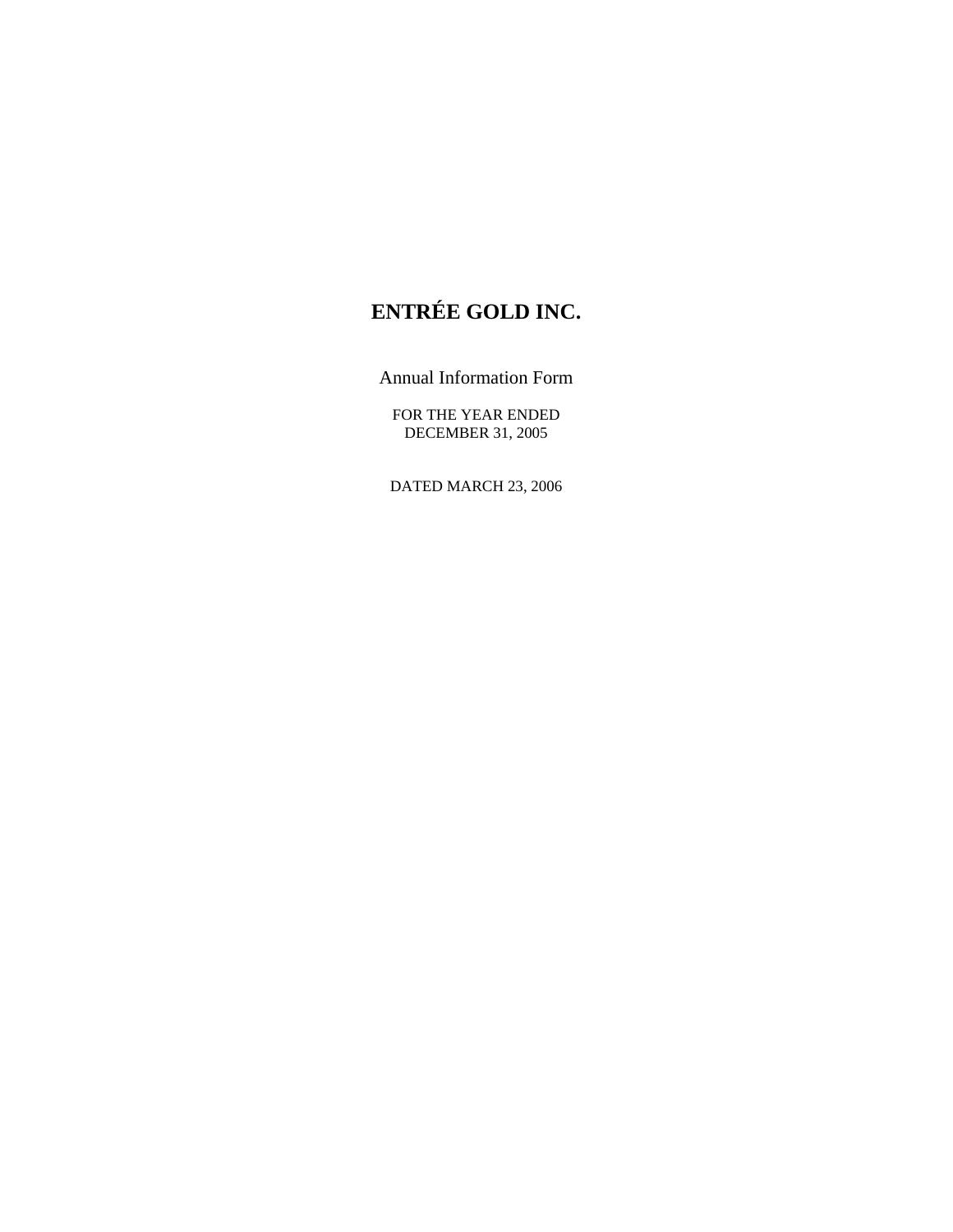# ENTRÉE GOLD INC.

Annual Information Form

FOR THE YEAR ENDED
DECEMBER 31, 2005

DATED MARCH 23, 2006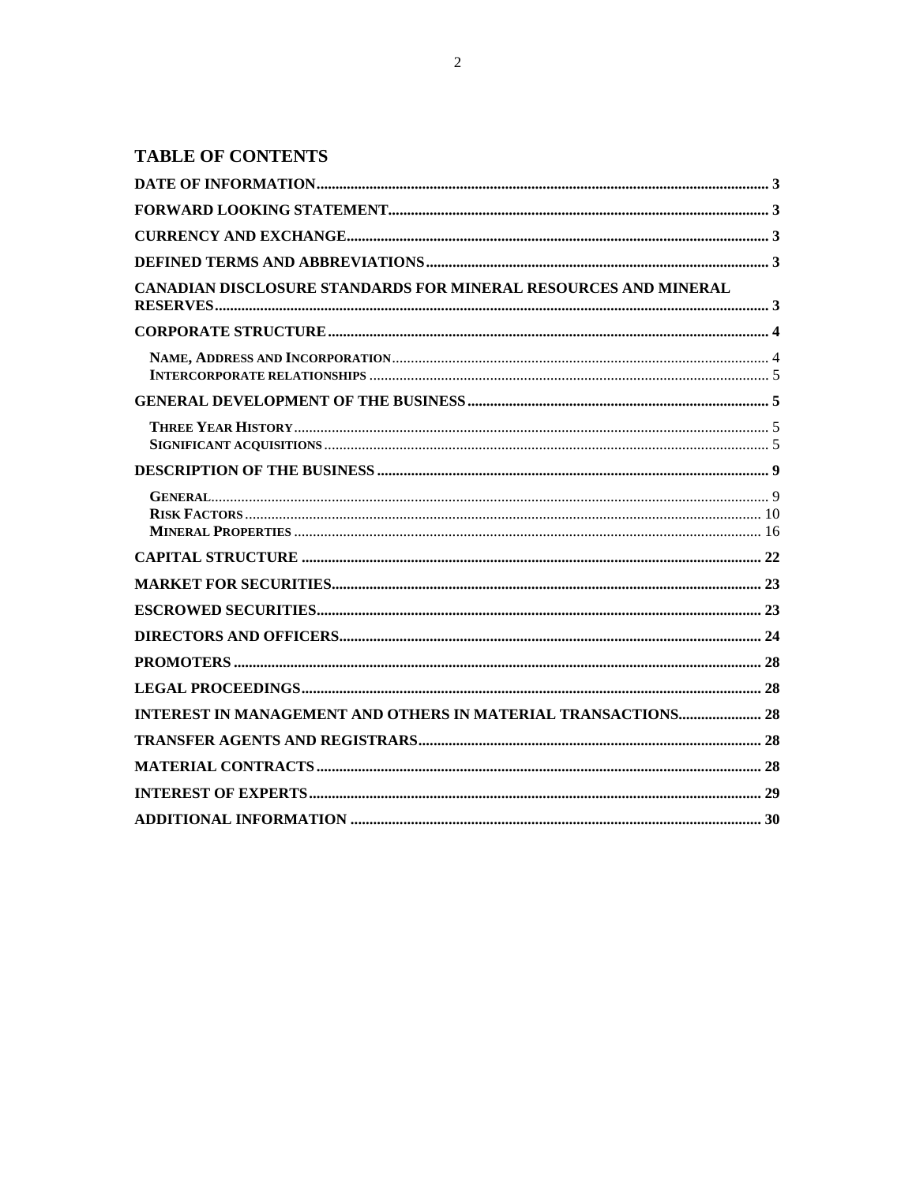# TABLE OF CONTENTS

| | |
|---|---|
| **DATE OF INFORMATION** | **3** |
| **FORWARD LOOKING STATEMENT** | **3** |
| **CURRENCY AND EXCHANGE** | **3** |
| **DEFINED TERMS AND ABBREVIATIONS** | **3** |
| **CANADIAN DISCLOSURE STANDARDS FOR MINERAL RESOURCES AND MINERAL RESERVES** | **3** |
| **CORPORATE STRUCTURE** | **4** |
| **NAME, ADDRESS AND INCORPORATION** | 4 |
| **INTERCORPORATE RELATIONSHIPS** | 5 |
| **GENERAL DEVELOPMENT OF THE BUSINESS** | **5** |
| **THREE YEAR HISTORY** | 5 |
| **SIGNIFICANT ACQUISITIONS** | 5 |
| **DESCRIPTION OF THE BUSINESS** | **9** |
| **GENERAL** | 9 |
| **RISK FACTORS** | 10 |
| **MINERAL PROPERTIES** | 16 |
| **CAPITAL STRUCTURE** | **22** |
| **MARKET FOR SECURITIES** | **23** |
| **ESCROWED SECURITIES** | **23** |
| **DIRECTORS AND OFFICERS** | **24** |
| **PROMOTERS** | **28** |
| **LEGAL PROCEEDINGS** | **28** |
| **INTEREST IN MANAGEMENT AND OTHERS IN MATERIAL TRANSACTIONS** | **28** |
| **TRANSFER AGENTS AND REGISTRARS** | **28** |
| **MATERIAL CONTRACTS** | **28** |
| **INTEREST OF EXPERTS** | **29** |
| **ADDITIONAL INFORMATION** | **30** |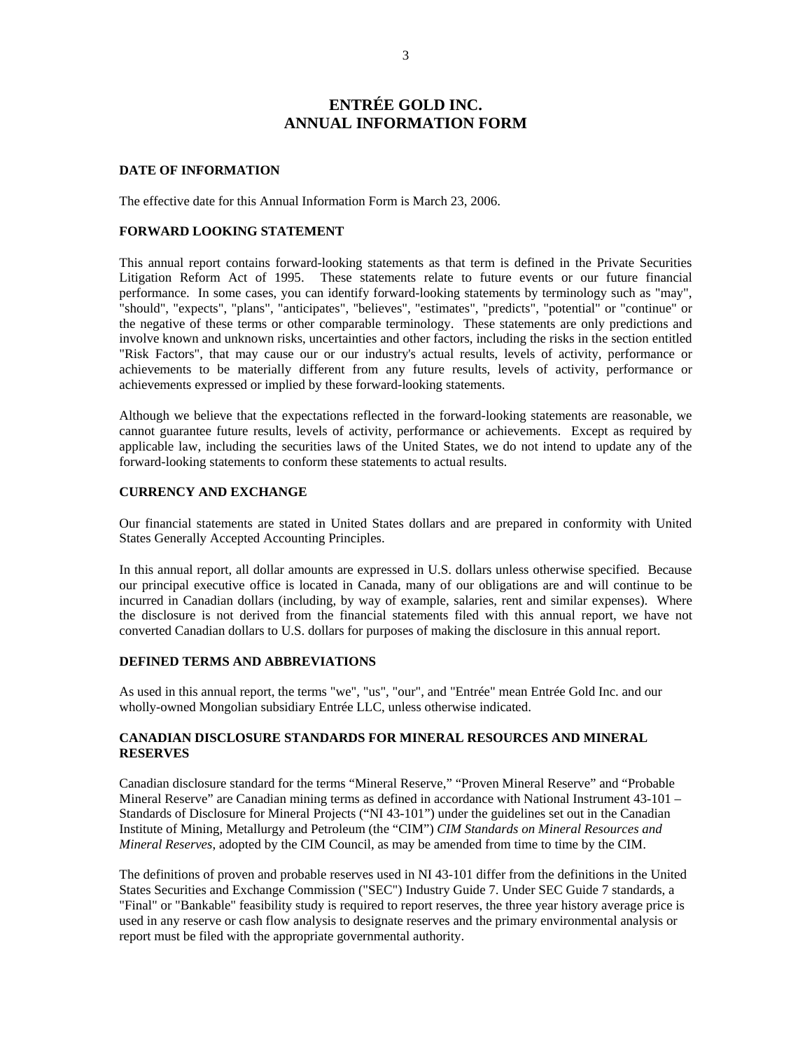# ENTRÉE GOLD INC.
# ANNUAL INFORMATION FORM

## DATE OF INFORMATION

The effective date for this Annual Information Form is March 23, 2006.

## FORWARD LOOKING STATEMENT

This annual report contains forward-looking statements as that term is defined in the Private Securities Litigation Reform Act of 1995. These statements relate to future events or our future financial performance. In some cases, you can identify forward-looking statements by terminology such as "may", "should", "expects", "plans", "anticipates", "believes", "estimates", "predicts", "potential" or "continue" or the negative of these terms or other comparable terminology. These statements are only predictions and involve known and unknown risks, uncertainties and other factors, including the risks in the section entitled "Risk Factors", that may cause our or our industry's actual results, levels of activity, performance or achievements to be materially different from any future results, levels of activity, performance or achievements expressed or implied by these forward-looking statements.

Although we believe that the expectations reflected in the forward-looking statements are reasonable, we cannot guarantee future results, levels of activity, performance or achievements. Except as required by applicable law, including the securities laws of the United States, we do not intend to update any of the forward-looking statements to conform these statements to actual results.

## CURRENCY AND EXCHANGE

Our financial statements are stated in United States dollars and are prepared in conformity with United States Generally Accepted Accounting Principles.

In this annual report, all dollar amounts are expressed in U.S. dollars unless otherwise specified. Because our principal executive office is located in Canada, many of our obligations are and will continue to be incurred in Canadian dollars (including, by way of example, salaries, rent and similar expenses). Where the disclosure is not derived from the financial statements filed with this annual report, we have not converted Canadian dollars to U.S. dollars for purposes of making the disclosure in this annual report.

## DEFINED TERMS AND ABBREVIATIONS

As used in this annual report, the terms "we", "us", "our", and "Entrée" mean Entrée Gold Inc. and our wholly-owned Mongolian subsidiary Entrée LLC, unless otherwise indicated.

## CANADIAN DISCLOSURE STANDARDS FOR MINERAL RESOURCES AND MINERAL RESERVES

Canadian disclosure standard for the terms "Mineral Reserve," "Proven Mineral Reserve" and "Probable Mineral Reserve" are Canadian mining terms as defined in accordance with National Instrument 43-101 – Standards of Disclosure for Mineral Projects ("NI 43-101") under the guidelines set out in the Canadian Institute of Mining, Metallurgy and Petroleum (the "CIM") *CIM Standards on Mineral Resources and Mineral Reserves*, adopted by the CIM Council, as may be amended from time to time by the CIM.

The definitions of proven and probable reserves used in NI 43-101 differ from the definitions in the United States Securities and Exchange Commission ("SEC") Industry Guide 7. Under SEC Guide 7 standards, a "Final" or "Bankable" feasibility study is required to report reserves, the three year history average price is used in any reserve or cash flow analysis to designate reserves and the primary environmental analysis or report must be filed with the appropriate governmental authority.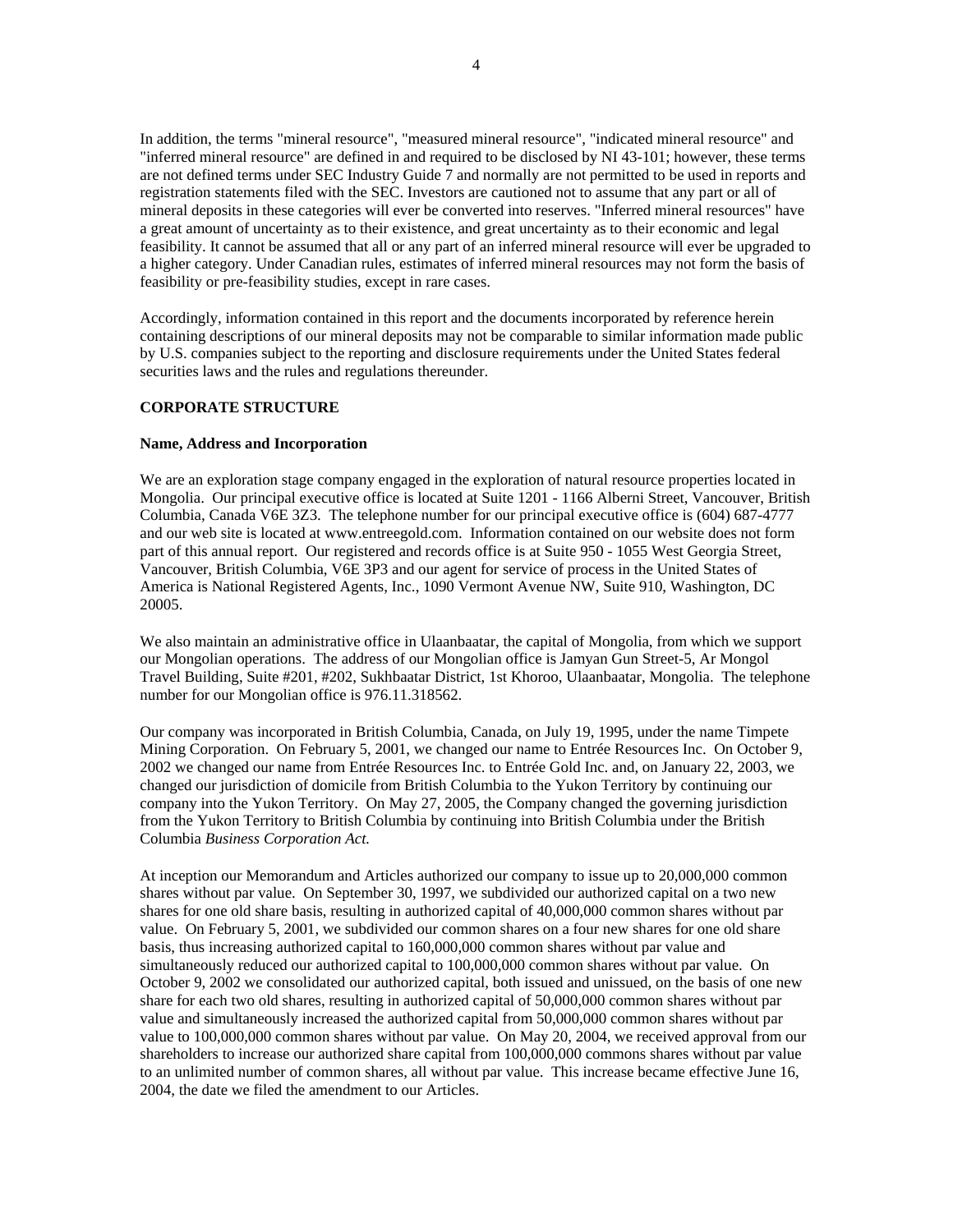In addition, the terms "mineral resource", "measured mineral resource", "indicated mineral resource" and "inferred mineral resource" are defined in and required to be disclosed by NI 43-101; however, these terms are not defined terms under SEC Industry Guide 7 and normally are not permitted to be used in reports and registration statements filed with the SEC. Investors are cautioned not to assume that any part or all of mineral deposits in these categories will ever be converted into reserves. "Inferred mineral resources" have a great amount of uncertainty as to their existence, and great uncertainty as to their economic and legal feasibility. It cannot be assumed that all or any part of an inferred mineral resource will ever be upgraded to a higher category. Under Canadian rules, estimates of inferred mineral resources may not form the basis of feasibility or pre-feasibility studies, except in rare cases.

Accordingly, information contained in this report and the documents incorporated by reference herein containing descriptions of our mineral deposits may not be comparable to similar information made public by U.S. companies subject to the reporting and disclosure requirements under the United States federal securities laws and the rules and regulations thereunder.

## CORPORATE STRUCTURE

### Name, Address and Incorporation

We are an exploration stage company engaged in the exploration of natural resource properties located in Mongolia. Our principal executive office is located at Suite 1201 - 1166 Alberni Street, Vancouver, British Columbia, Canada V6E 3Z3. The telephone number for our principal executive office is (604) 687-4777 and our web site is located at www.entreegold.com. Information contained on our website does not form part of this annual report. Our registered and records office is at Suite 950 - 1055 West Georgia Street, Vancouver, British Columbia, V6E 3P3 and our agent for service of process in the United States of America is National Registered Agents, Inc., 1090 Vermont Avenue NW, Suite 910, Washington, DC 20005.

We also maintain an administrative office in Ulaanbaatar, the capital of Mongolia, from which we support our Mongolian operations. The address of our Mongolian office is Jamyan Gun Street-5, Ar Mongol Travel Building, Suite #201, #202, Sukhbaatar District, 1st Khoroo, Ulaanbaatar, Mongolia. The telephone number for our Mongolian office is 976.11.318562.

Our company was incorporated in British Columbia, Canada, on July 19, 1995, under the name Timpete Mining Corporation. On February 5, 2001, we changed our name to Entrée Resources Inc. On October 9, 2002 we changed our name from Entrée Resources Inc. to Entrée Gold Inc. and, on January 22, 2003, we changed our jurisdiction of domicile from British Columbia to the Yukon Territory by continuing our company into the Yukon Territory. On May 27, 2005, the Company changed the governing jurisdiction from the Yukon Territory to British Columbia by continuing into British Columbia under the British Columbia *Business Corporation Act.*

At inception our Memorandum and Articles authorized our company to issue up to 20,000,000 common shares without par value. On September 30, 1997, we subdivided our authorized capital on a two new shares for one old share basis, resulting in authorized capital of 40,000,000 common shares without par value. On February 5, 2001, we subdivided our common shares on a four new shares for one old share basis, thus increasing authorized capital to 160,000,000 common shares without par value and simultaneously reduced our authorized capital to 100,000,000 common shares without par value. On October 9, 2002 we consolidated our authorized capital, both issued and unissued, on the basis of one new share for each two old shares, resulting in authorized capital of 50,000,000 common shares without par value and simultaneously increased the authorized capital from 50,000,000 common shares without par value to 100,000,000 common shares without par value. On May 20, 2004, we received approval from our shareholders to increase our authorized share capital from 100,000,000 commons shares without par value to an unlimited number of common shares, all without par value. This increase became effective June 16, 2004, the date we filed the amendment to our Articles.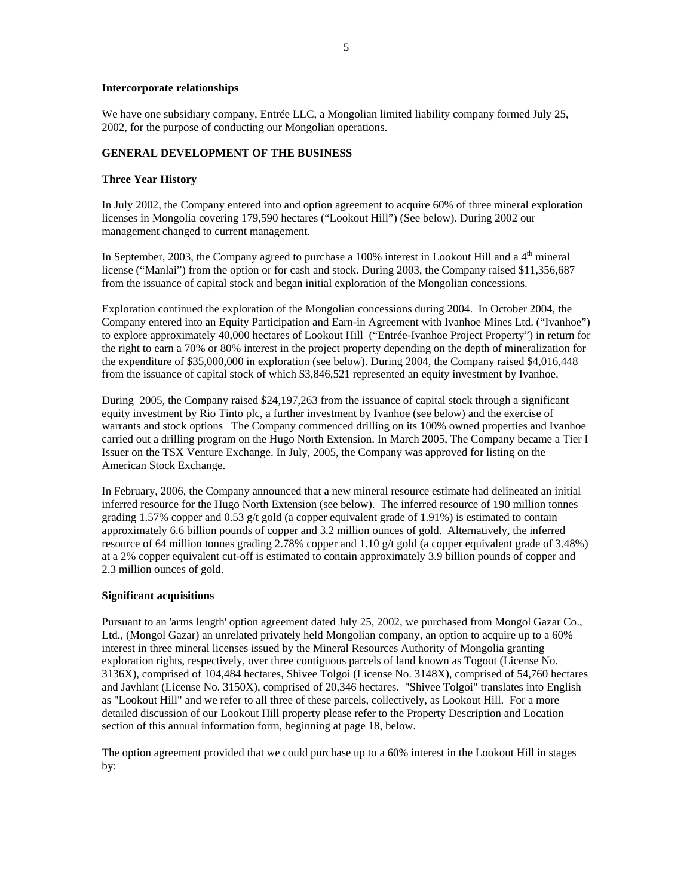**Intercorporate relationships**

We have one subsidiary company, Entrée LLC, a Mongolian limited liability company formed July 25, 2002, for the purpose of conducting our Mongolian operations.

**GENERAL DEVELOPMENT OF THE BUSINESS**

**Three Year History**

In July 2002, the Company entered into and option agreement to acquire 60% of three mineral exploration licenses in Mongolia covering 179,590 hectares ("Lookout Hill") (See below). During 2002 our management changed to current management.

In September, 2003, the Company agreed to purchase a 100% interest in Lookout Hill and a 4th mineral license ("Manlai") from the option or for cash and stock. During 2003, the Company raised $11,356,687 from the issuance of capital stock and began initial exploration of the Mongolian concessions.

Exploration continued the exploration of the Mongolian concessions during 2004. In October 2004, the Company entered into an Equity Participation and Earn-in Agreement with Ivanhoe Mines Ltd. ("Ivanhoe") to explore approximately 40,000 hectares of Lookout Hill ("Entrée-Ivanhoe Project Property") in return for the right to earn a 70% or 80% interest in the project property depending on the depth of mineralization for the expenditure of $35,000,000 in exploration (see below). During 2004, the Company raised $4,016,448 from the issuance of capital stock of which $3,846,521 represented an equity investment by Ivanhoe.

During 2005, the Company raised $24,197,263 from the issuance of capital stock through a significant equity investment by Rio Tinto plc, a further investment by Ivanhoe (see below) and the exercise of warrants and stock options The Company commenced drilling on its 100% owned properties and Ivanhoe carried out a drilling program on the Hugo North Extension. In March 2005, The Company became a Tier I Issuer on the TSX Venture Exchange. In July, 2005, the Company was approved for listing on the American Stock Exchange.

In February, 2006, the Company announced that a new mineral resource estimate had delineated an initial inferred resource for the Hugo North Extension (see below). The inferred resource of 190 million tonnes grading 1.57% copper and 0.53 g/t gold (a copper equivalent grade of 1.91%) is estimated to contain approximately 6.6 billion pounds of copper and 3.2 million ounces of gold. Alternatively, the inferred resource of 64 million tonnes grading 2.78% copper and 1.10 g/t gold (a copper equivalent grade of 3.48%) at a 2% copper equivalent cut-off is estimated to contain approximately 3.9 billion pounds of copper and 2.3 million ounces of gold.

**Significant acquisitions**

Pursuant to an 'arms length' option agreement dated July 25, 2002, we purchased from Mongol Gazar Co., Ltd., (Mongol Gazar) an unrelated privately held Mongolian company, an option to acquire up to a 60% interest in three mineral licenses issued by the Mineral Resources Authority of Mongolia granting exploration rights, respectively, over three contiguous parcels of land known as Togoot (License No. 3136X), comprised of 104,484 hectares, Shivee Tolgoi (License No. 3148X), comprised of 54,760 hectares and Javhlant (License No. 3150X), comprised of 20,346 hectares. "Shivee Tolgoi" translates into English as "Lookout Hill" and we refer to all three of these parcels, collectively, as Lookout Hill. For a more detailed discussion of our Lookout Hill property please refer to the Property Description and Location section of this annual information form, beginning at page 18, below.

The option agreement provided that we could purchase up to a 60% interest in the Lookout Hill in stages by: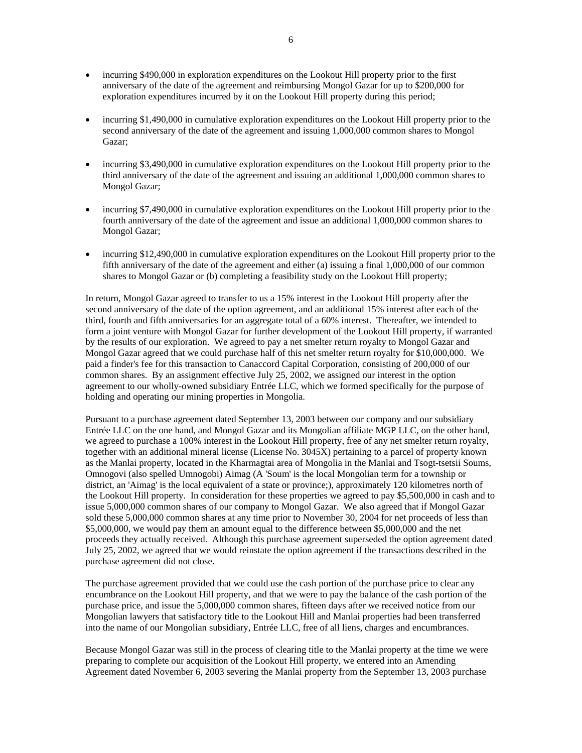- incurring $490,000 in exploration expenditures on the Lookout Hill property prior to the first anniversary of the date of the agreement and reimbursing Mongol Gazar for up to $200,000 for exploration expenditures incurred by it on the Lookout Hill property during this period;

- incurring $1,490,000 in cumulative exploration expenditures on the Lookout Hill property prior to the second anniversary of the date of the agreement and issuing 1,000,000 common shares to Mongol Gazar;

- incurring $3,490,000 in cumulative exploration expenditures on the Lookout Hill property prior to the third anniversary of the date of the agreement and issuing an additional 1,000,000 common shares to Mongol Gazar;

- incurring $7,490,000 in cumulative exploration expenditures on the Lookout Hill property prior to the fourth anniversary of the date of the agreement and issue an additional 1,000,000 common shares to Mongol Gazar;

- incurring $12,490,000 in cumulative exploration expenditures on the Lookout Hill property prior to the fifth anniversary of the date of the agreement and either (a) issuing a final 1,000,000 of our common shares to Mongol Gazar or (b) completing a feasibility study on the Lookout Hill property;

In return, Mongol Gazar agreed to transfer to us a 15% interest in the Lookout Hill property after the second anniversary of the date of the option agreement, and an additional 15% interest after each of the third, fourth and fifth anniversaries for an aggregate total of a 60% interest. Thereafter, we intended to form a joint venture with Mongol Gazar for further development of the Lookout Hill property, if warranted by the results of our exploration. We agreed to pay a net smelter return royalty to Mongol Gazar and Mongol Gazar agreed that we could purchase half of this net smelter return royalty for $10,000,000. We paid a finder's fee for this transaction to Canaccord Capital Corporation, consisting of 200,000 of our common shares. By an assignment effective July 25, 2002, we assigned our interest in the option agreement to our wholly-owned subsidiary Entrée LLC, which we formed specifically for the purpose of holding and operating our mining properties in Mongolia.

Pursuant to a purchase agreement dated September 13, 2003 between our company and our subsidiary Entrée LLC on the one hand, and Mongol Gazar and its Mongolian affiliate MGP LLC, on the other hand, we agreed to purchase a 100% interest in the Lookout Hill property, free of any net smelter return royalty, together with an additional mineral license (License No. 3045X) pertaining to a parcel of property known as the Manlai property, located in the Kharmagtai area of Mongolia in the Manlai and Tsogt-tsetsii Soums, Omnogovi (also spelled Umnogobi) Aimag (A 'Soum' is the local Mongolian term for a township or district, an 'Aimag' is the local equivalent of a state or province;), approximately 120 kilometres north of the Lookout Hill property. In consideration for these properties we agreed to pay $5,500,000 in cash and to issue 5,000,000 common shares of our company to Mongol Gazar. We also agreed that if Mongol Gazar sold these 5,000,000 common shares at any time prior to November 30, 2004 for net proceeds of less than $5,000,000, we would pay them an amount equal to the difference between $5,000,000 and the net proceeds they actually received. Although this purchase agreement superseded the option agreement dated July 25, 2002, we agreed that we would reinstate the option agreement if the transactions described in the purchase agreement did not close.

The purchase agreement provided that we could use the cash portion of the purchase price to clear any encumbrance on the Lookout Hill property, and that we were to pay the balance of the cash portion of the purchase price, and issue the 5,000,000 common shares, fifteen days after we received notice from our Mongolian lawyers that satisfactory title to the Lookout Hill and Manlai properties had been transferred into the name of our Mongolian subsidiary, Entrée LLC, free of all liens, charges and encumbrances.

Because Mongol Gazar was still in the process of clearing title to the Manlai property at the time we were preparing to complete our acquisition of the Lookout Hill property, we entered into an Amending Agreement dated November 6, 2003 severing the Manlai property from the September 13, 2003 purchase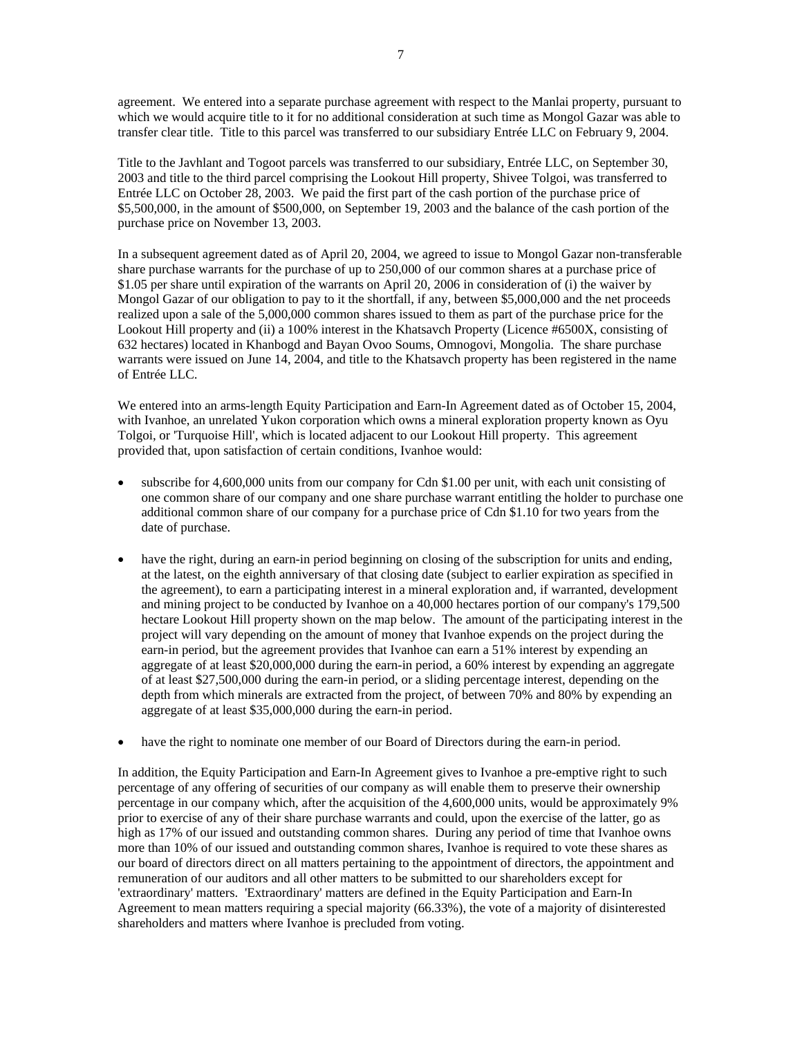agreement. We entered into a separate purchase agreement with respect to the Manlai property, pursuant to which we would acquire title to it for no additional consideration at such time as Mongol Gazar was able to transfer clear title. Title to this parcel was transferred to our subsidiary Entrée LLC on February 9, 2004.

Title to the Javhlant and Togoot parcels was transferred to our subsidiary, Entrée LLC, on September 30, 2003 and title to the third parcel comprising the Lookout Hill property, Shivee Tolgoi, was transferred to Entrée LLC on October 28, 2003. We paid the first part of the cash portion of the purchase price of \$5,500,000, in the amount of \$500,000, on September 19, 2003 and the balance of the cash portion of the purchase price on November 13, 2003.

In a subsequent agreement dated as of April 20, 2004, we agreed to issue to Mongol Gazar non-transferable share purchase warrants for the purchase of up to 250,000 of our common shares at a purchase price of \$1.05 per share until expiration of the warrants on April 20, 2006 in consideration of (i) the waiver by Mongol Gazar of our obligation to pay to it the shortfall, if any, between \$5,000,000 and the net proceeds realized upon a sale of the 5,000,000 common shares issued to them as part of the purchase price for the Lookout Hill property and (ii) a 100% interest in the Khatsavch Property (Licence #6500X, consisting of 632 hectares) located in Khanbogd and Bayan Ovoo Soums, Omnogovi, Mongolia. The share purchase warrants were issued on June 14, 2004, and title to the Khatsavch property has been registered in the name of Entrée LLC.

We entered into an arms-length Equity Participation and Earn-In Agreement dated as of October 15, 2004, with Ivanhoe, an unrelated Yukon corporation which owns a mineral exploration property known as Oyu Tolgoi, or 'Turquoise Hill', which is located adjacent to our Lookout Hill property. This agreement provided that, upon satisfaction of certain conditions, Ivanhoe would:

- subscribe for 4,600,000 units from our company for Cdn \$1.00 per unit, with each unit consisting of one common share of our company and one share purchase warrant entitling the holder to purchase one additional common share of our company for a purchase price of Cdn \$1.10 for two years from the date of purchase.
- have the right, during an earn-in period beginning on closing of the subscription for units and ending, at the latest, on the eighth anniversary of that closing date (subject to earlier expiration as specified in the agreement), to earn a participating interest in a mineral exploration and, if warranted, development and mining project to be conducted by Ivanhoe on a 40,000 hectares portion of our company's 179,500 hectare Lookout Hill property shown on the map below. The amount of the participating interest in the project will vary depending on the amount of money that Ivanhoe expends on the project during the earn-in period, but the agreement provides that Ivanhoe can earn a 51% interest by expending an aggregate of at least \$20,000,000 during the earn-in period, a 60% interest by expending an aggregate of at least \$27,500,000 during the earn-in period, or a sliding percentage interest, depending on the depth from which minerals are extracted from the project, of between 70% and 80% by expending an aggregate of at least \$35,000,000 during the earn-in period.
- have the right to nominate one member of our Board of Directors during the earn-in period.

In addition, the Equity Participation and Earn-In Agreement gives to Ivanhoe a pre-emptive right to such percentage of any offering of securities of our company as will enable them to preserve their ownership percentage in our company which, after the acquisition of the 4,600,000 units, would be approximately 9% prior to exercise of any of their share purchase warrants and could, upon the exercise of the latter, go as high as 17% of our issued and outstanding common shares. During any period of time that Ivanhoe owns more than 10% of our issued and outstanding common shares, Ivanhoe is required to vote these shares as our board of directors direct on all matters pertaining to the appointment of directors, the appointment and remuneration of our auditors and all other matters to be submitted to our shareholders except for 'extraordinary' matters. 'Extraordinary' matters are defined in the Equity Participation and Earn-In Agreement to mean matters requiring a special majority (66.33%), the vote of a majority of disinterested shareholders and matters where Ivanhoe is precluded from voting.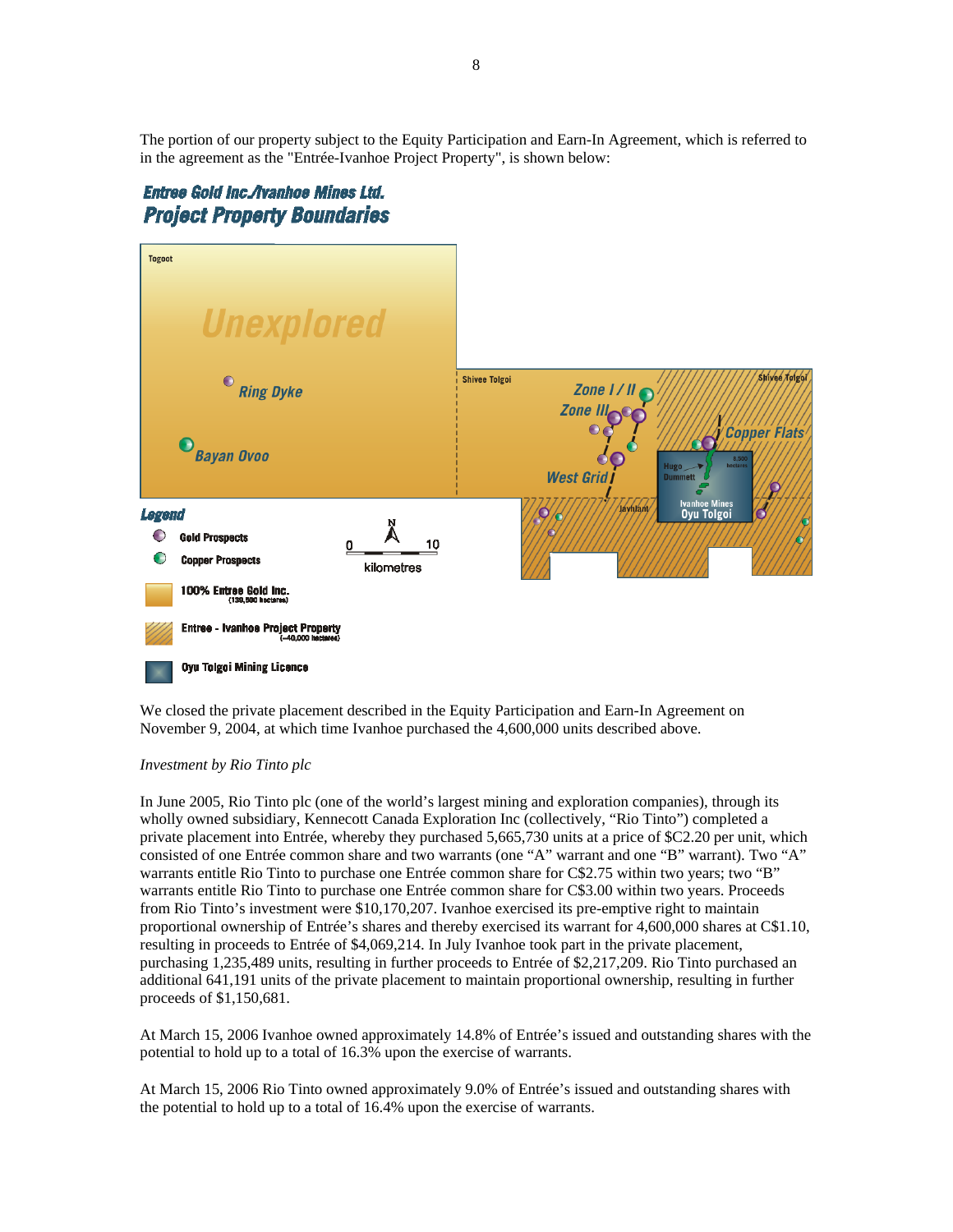The portion of our property subject to the Equity Participation and Earn-In Agreement, which is referred to in the agreement as the "Entrée-Ivanhoe Project Property", is shown below:

**Entree Gold Inc./Ivanhoe Mines Ltd.**
**Project Property Boundaries**

Togoot

Unexplored

Ring Dyke

Bayan Ovoo

Shivee Tolgoi

Zone I / II

Zone III

Copper Flats

West Grid

Hugo Dummett

8,500 hectares

Javhlant

Ivanhoe Mines Oyu Tolgoi

Shivee Tolgoi

**Legend**

- Gold Prospects
- Copper Prospects
- 100% Entree Gold Inc. (139,500 hectares)
- Entree - Ivanhoe Project Property (~40,000 hectares)
- Oyu Tolgoi Mining Licence

N

0 10 kilometres

We closed the private placement described in the Equity Participation and Earn-In Agreement on November 9, 2004, at which time Ivanhoe purchased the 4,600,000 units described above.

*Investment by Rio Tinto plc*

In June 2005, Rio Tinto plc (one of the world's largest mining and exploration companies), through its wholly owned subsidiary, Kennecott Canada Exploration Inc (collectively, "Rio Tinto") completed a private placement into Entrée, whereby they purchased 5,665,730 units at a price of $C2.20 per unit, which consisted of one Entrée common share and two warrants (one "A" warrant and one "B" warrant). Two "A" warrants entitle Rio Tinto to purchase one Entrée common share for C$2.75 within two years; two "B" warrants entitle Rio Tinto to purchase one Entrée common share for C$3.00 within two years. Proceeds from Rio Tinto's investment were $10,170,207. Ivanhoe exercised its pre-emptive right to maintain proportional ownership of Entrée's shares and thereby exercised its warrant for 4,600,000 shares at C$1.10, resulting in proceeds to Entrée of $4,069,214. In July Ivanhoe took part in the private placement, purchasing 1,235,489 units, resulting in further proceeds to Entrée of $2,217,209. Rio Tinto purchased an additional 641,191 units of the private placement to maintain proportional ownership, resulting in further proceeds of $1,150,681.

At March 15, 2006 Ivanhoe owned approximately 14.8% of Entrée's issued and outstanding shares with the potential to hold up to a total of 16.3% upon the exercise of warrants.

At March 15, 2006 Rio Tinto owned approximately 9.0% of Entrée's issued and outstanding shares with the potential to hold up to a total of 16.4% upon the exercise of warrants.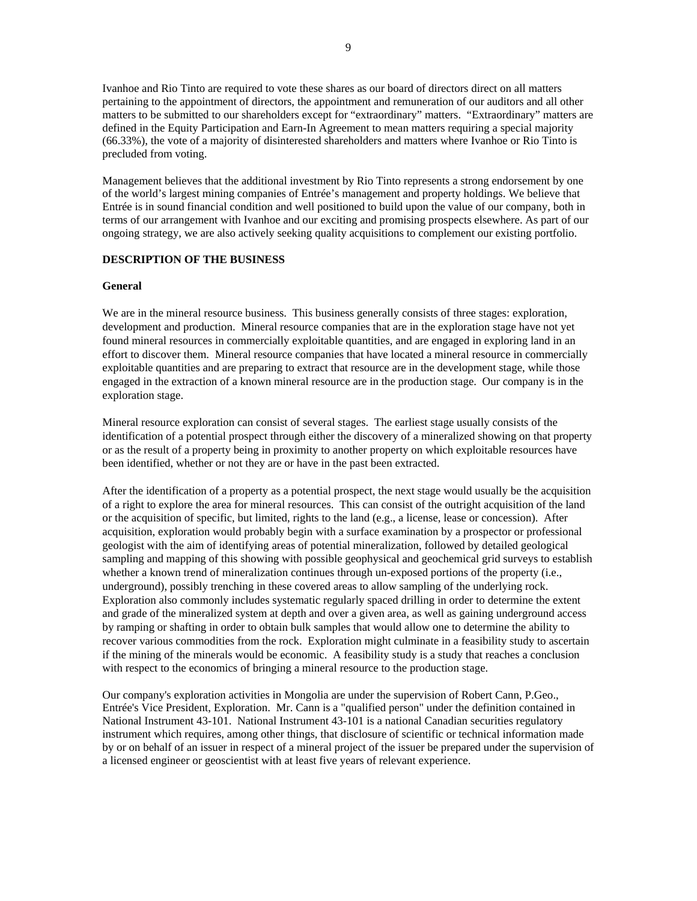Ivanhoe and Rio Tinto are required to vote these shares as our board of directors direct on all matters pertaining to the appointment of directors, the appointment and remuneration of our auditors and all other matters to be submitted to our shareholders except for "extraordinary" matters. "Extraordinary" matters are defined in the Equity Participation and Earn-In Agreement to mean matters requiring a special majority (66.33%), the vote of a majority of disinterested shareholders and matters where Ivanhoe or Rio Tinto is precluded from voting.

Management believes that the additional investment by Rio Tinto represents a strong endorsement by one of the world's largest mining companies of Entrée's management and property holdings. We believe that Entrée is in sound financial condition and well positioned to build upon the value of our company, both in terms of our arrangement with Ivanhoe and our exciting and promising prospects elsewhere. As part of our ongoing strategy, we are also actively seeking quality acquisitions to complement our existing portfolio.

## DESCRIPTION OF THE BUSINESS

### General

We are in the mineral resource business. This business generally consists of three stages: exploration, development and production. Mineral resource companies that are in the exploration stage have not yet found mineral resources in commercially exploitable quantities, and are engaged in exploring land in an effort to discover them. Mineral resource companies that have located a mineral resource in commercially exploitable quantities and are preparing to extract that resource are in the development stage, while those engaged in the extraction of a known mineral resource are in the production stage. Our company is in the exploration stage.

Mineral resource exploration can consist of several stages. The earliest stage usually consists of the identification of a potential prospect through either the discovery of a mineralized showing on that property or as the result of a property being in proximity to another property on which exploitable resources have been identified, whether or not they are or have in the past been extracted.

After the identification of a property as a potential prospect, the next stage would usually be the acquisition of a right to explore the area for mineral resources. This can consist of the outright acquisition of the land or the acquisition of specific, but limited, rights to the land (e.g., a license, lease or concession). After acquisition, exploration would probably begin with a surface examination by a prospector or professional geologist with the aim of identifying areas of potential mineralization, followed by detailed geological sampling and mapping of this showing with possible geophysical and geochemical grid surveys to establish whether a known trend of mineralization continues through un-exposed portions of the property (i.e., underground), possibly trenching in these covered areas to allow sampling of the underlying rock. Exploration also commonly includes systematic regularly spaced drilling in order to determine the extent and grade of the mineralized system at depth and over a given area, as well as gaining underground access by ramping or shafting in order to obtain bulk samples that would allow one to determine the ability to recover various commodities from the rock. Exploration might culminate in a feasibility study to ascertain if the mining of the minerals would be economic. A feasibility study is a study that reaches a conclusion with respect to the economics of bringing a mineral resource to the production stage.

Our company's exploration activities in Mongolia are under the supervision of Robert Cann, P.Geo., Entrée's Vice President, Exploration. Mr. Cann is a "qualified person" under the definition contained in National Instrument 43-101. National Instrument 43-101 is a national Canadian securities regulatory instrument which requires, among other things, that disclosure of scientific or technical information made by or on behalf of an issuer in respect of a mineral project of the issuer be prepared under the supervision of a licensed engineer or geoscientist with at least five years of relevant experience.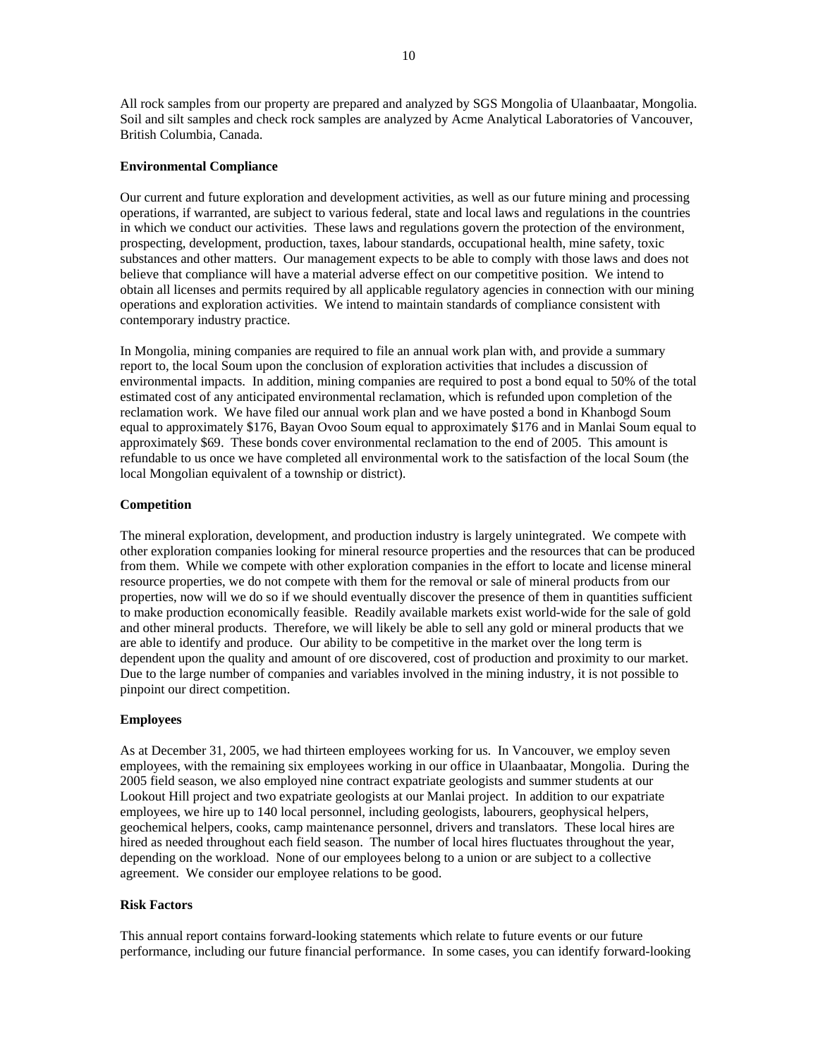All rock samples from our property are prepared and analyzed by SGS Mongolia of Ulaanbaatar, Mongolia. Soil and silt samples and check rock samples are analyzed by Acme Analytical Laboratories of Vancouver, British Columbia, Canada.

**Environmental Compliance**

Our current and future exploration and development activities, as well as our future mining and processing operations, if warranted, are subject to various federal, state and local laws and regulations in the countries in which we conduct our activities. These laws and regulations govern the protection of the environment, prospecting, development, production, taxes, labour standards, occupational health, mine safety, toxic substances and other matters. Our management expects to be able to comply with those laws and does not believe that compliance will have a material adverse effect on our competitive position. We intend to obtain all licenses and permits required by all applicable regulatory agencies in connection with our mining operations and exploration activities. We intend to maintain standards of compliance consistent with contemporary industry practice.

In Mongolia, mining companies are required to file an annual work plan with, and provide a summary report to, the local Soum upon the conclusion of exploration activities that includes a discussion of environmental impacts. In addition, mining companies are required to post a bond equal to 50% of the total estimated cost of any anticipated environmental reclamation, which is refunded upon completion of the reclamation work. We have filed our annual work plan and we have posted a bond in Khanbogd Soum equal to approximately $176, Bayan Ovoo Soum equal to approximately $176 and in Manlai Soum equal to approximately $69. These bonds cover environmental reclamation to the end of 2005. This amount is refundable to us once we have completed all environmental work to the satisfaction of the local Soum (the local Mongolian equivalent of a township or district).

**Competition**

The mineral exploration, development, and production industry is largely unintegrated. We compete with other exploration companies looking for mineral resource properties and the resources that can be produced from them. While we compete with other exploration companies in the effort to locate and license mineral resource properties, we do not compete with them for the removal or sale of mineral products from our properties, now will we do so if we should eventually discover the presence of them in quantities sufficient to make production economically feasible. Readily available markets exist world-wide for the sale of gold and other mineral products. Therefore, we will likely be able to sell any gold or mineral products that we are able to identify and produce. Our ability to be competitive in the market over the long term is dependent upon the quality and amount of ore discovered, cost of production and proximity to our market. Due to the large number of companies and variables involved in the mining industry, it is not possible to pinpoint our direct competition.

**Employees**

As at December 31, 2005, we had thirteen employees working for us. In Vancouver, we employ seven employees, with the remaining six employees working in our office in Ulaanbaatar, Mongolia. During the 2005 field season, we also employed nine contract expatriate geologists and summer students at our Lookout Hill project and two expatriate geologists at our Manlai project. In addition to our expatriate employees, we hire up to 140 local personnel, including geologists, labourers, geophysical helpers, geochemical helpers, cooks, camp maintenance personnel, drivers and translators. These local hires are hired as needed throughout each field season. The number of local hires fluctuates throughout the year, depending on the workload. None of our employees belong to a union or are subject to a collective agreement. We consider our employee relations to be good.

**Risk Factors**

This annual report contains forward-looking statements which relate to future events or our future performance, including our future financial performance. In some cases, you can identify forward-looking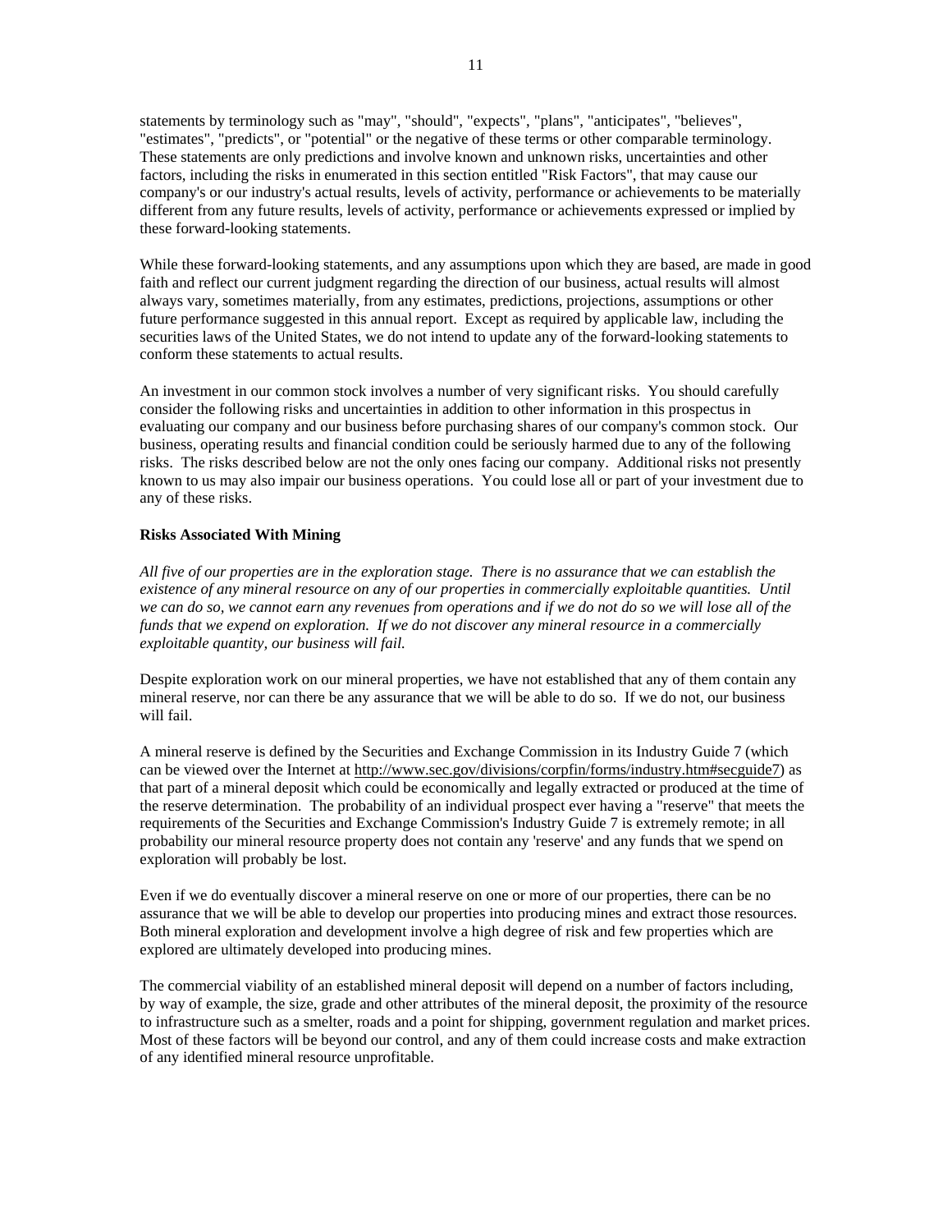statements by terminology such as "may", "should", "expects", "plans", "anticipates", "believes", "estimates", "predicts", or "potential" or the negative of these terms or other comparable terminology. These statements are only predictions and involve known and unknown risks, uncertainties and other factors, including the risks in enumerated in this section entitled "Risk Factors", that may cause our company's or our industry's actual results, levels of activity, performance or achievements to be materially different from any future results, levels of activity, performance or achievements expressed or implied by these forward-looking statements.

While these forward-looking statements, and any assumptions upon which they are based, are made in good faith and reflect our current judgment regarding the direction of our business, actual results will almost always vary, sometimes materially, from any estimates, predictions, projections, assumptions or other future performance suggested in this annual report. Except as required by applicable law, including the securities laws of the United States, we do not intend to update any of the forward-looking statements to conform these statements to actual results.

An investment in our common stock involves a number of very significant risks. You should carefully consider the following risks and uncertainties in addition to other information in this prospectus in evaluating our company and our business before purchasing shares of our company's common stock. Our business, operating results and financial condition could be seriously harmed due to any of the following risks. The risks described below are not the only ones facing our company. Additional risks not presently known to us may also impair our business operations. You could lose all or part of your investment due to any of these risks.

**Risks Associated With Mining**

*All five of our properties are in the exploration stage. There is no assurance that we can establish the existence of any mineral resource on any of our properties in commercially exploitable quantities. Until we can do so, we cannot earn any revenues from operations and if we do not do so we will lose all of the funds that we expend on exploration. If we do not discover any mineral resource in a commercially exploitable quantity, our business will fail.*

Despite exploration work on our mineral properties, we have not established that any of them contain any mineral reserve, nor can there be any assurance that we will be able to do so. If we do not, our business will fail.

A mineral reserve is defined by the Securities and Exchange Commission in its Industry Guide 7 (which can be viewed over the Internet at http://www.sec.gov/divisions/corpfin/forms/industry.htm#secguide7) as that part of a mineral deposit which could be economically and legally extracted or produced at the time of the reserve determination. The probability of an individual prospect ever having a "reserve" that meets the requirements of the Securities and Exchange Commission's Industry Guide 7 is extremely remote; in all probability our mineral resource property does not contain any 'reserve' and any funds that we spend on exploration will probably be lost.

Even if we do eventually discover a mineral reserve on one or more of our properties, there can be no assurance that we will be able to develop our properties into producing mines and extract those resources. Both mineral exploration and development involve a high degree of risk and few properties which are explored are ultimately developed into producing mines.

The commercial viability of an established mineral deposit will depend on a number of factors including, by way of example, the size, grade and other attributes of the mineral deposit, the proximity of the resource to infrastructure such as a smelter, roads and a point for shipping, government regulation and market prices. Most of these factors will be beyond our control, and any of them could increase costs and make extraction of any identified mineral resource unprofitable.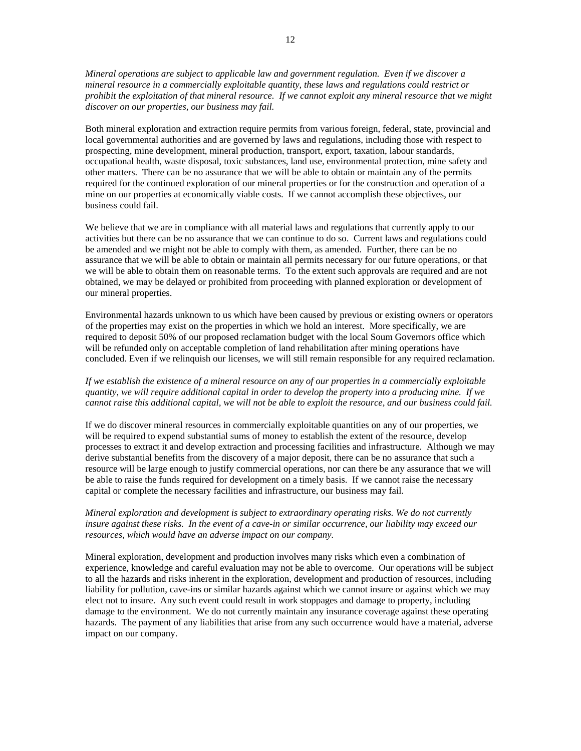*Mineral operations are subject to applicable law and government regulation. Even if we discover a mineral resource in a commercially exploitable quantity, these laws and regulations could restrict or prohibit the exploitation of that mineral resource. If we cannot exploit any mineral resource that we might discover on our properties, our business may fail.*

Both mineral exploration and extraction require permits from various foreign, federal, state, provincial and local governmental authorities and are governed by laws and regulations, including those with respect to prospecting, mine development, mineral production, transport, export, taxation, labour standards, occupational health, waste disposal, toxic substances, land use, environmental protection, mine safety and other matters. There can be no assurance that we will be able to obtain or maintain any of the permits required for the continued exploration of our mineral properties or for the construction and operation of a mine on our properties at economically viable costs. If we cannot accomplish these objectives, our business could fail.

We believe that we are in compliance with all material laws and regulations that currently apply to our activities but there can be no assurance that we can continue to do so. Current laws and regulations could be amended and we might not be able to comply with them, as amended. Further, there can be no assurance that we will be able to obtain or maintain all permits necessary for our future operations, or that we will be able to obtain them on reasonable terms. To the extent such approvals are required and are not obtained, we may be delayed or prohibited from proceeding with planned exploration or development of our mineral properties.

Environmental hazards unknown to us which have been caused by previous or existing owners or operators of the properties may exist on the properties in which we hold an interest. More specifically, we are required to deposit 50% of our proposed reclamation budget with the local Soum Governors office which will be refunded only on acceptable completion of land rehabilitation after mining operations have concluded. Even if we relinquish our licenses, we will still remain responsible for any required reclamation.

*If we establish the existence of a mineral resource on any of our properties in a commercially exploitable quantity, we will require additional capital in order to develop the property into a producing mine. If we cannot raise this additional capital, we will not be able to exploit the resource, and our business could fail.*

If we do discover mineral resources in commercially exploitable quantities on any of our properties, we will be required to expend substantial sums of money to establish the extent of the resource, develop processes to extract it and develop extraction and processing facilities and infrastructure. Although we may derive substantial benefits from the discovery of a major deposit, there can be no assurance that such a resource will be large enough to justify commercial operations, nor can there be any assurance that we will be able to raise the funds required for development on a timely basis. If we cannot raise the necessary capital or complete the necessary facilities and infrastructure, our business may fail.

*Mineral exploration and development is subject to extraordinary operating risks. We do not currently insure against these risks. In the event of a cave-in or similar occurrence, our liability may exceed our resources, which would have an adverse impact on our company.*

Mineral exploration, development and production involves many risks which even a combination of experience, knowledge and careful evaluation may not be able to overcome. Our operations will be subject to all the hazards and risks inherent in the exploration, development and production of resources, including liability for pollution, cave-ins or similar hazards against which we cannot insure or against which we may elect not to insure. Any such event could result in work stoppages and damage to property, including damage to the environment. We do not currently maintain any insurance coverage against these operating hazards. The payment of any liabilities that arise from any such occurrence would have a material, adverse impact on our company.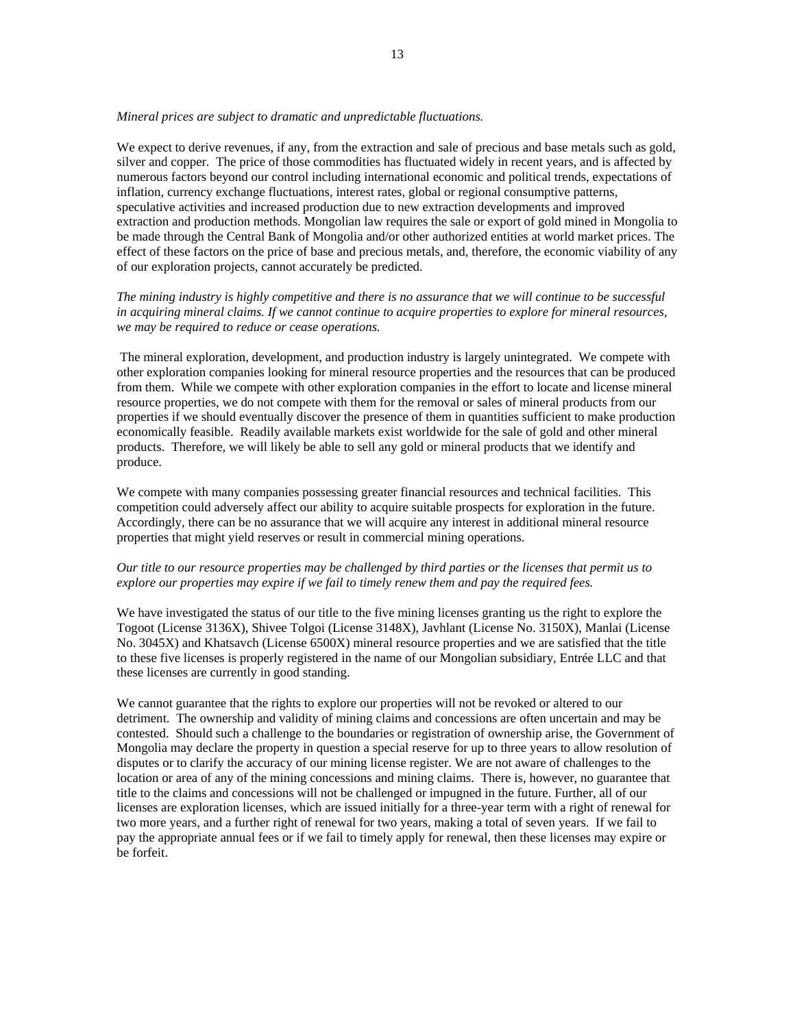*Mineral prices are subject to dramatic and unpredictable fluctuations.*

We expect to derive revenues, if any, from the extraction and sale of precious and base metals such as gold, silver and copper. The price of those commodities has fluctuated widely in recent years, and is affected by numerous factors beyond our control including international economic and political trends, expectations of inflation, currency exchange fluctuations, interest rates, global or regional consumptive patterns, speculative activities and increased production due to new extraction developments and improved extraction and production methods. Mongolian law requires the sale or export of gold mined in Mongolia to be made through the Central Bank of Mongolia and/or other authorized entities at world market prices. The effect of these factors on the price of base and precious metals, and, therefore, the economic viability of any of our exploration projects, cannot accurately be predicted.

*The mining industry is highly competitive and there is no assurance that we will continue to be successful in acquiring mineral claims. If we cannot continue to acquire properties to explore for mineral resources, we may be required to reduce or cease operations.*

The mineral exploration, development, and production industry is largely unintegrated. We compete with other exploration companies looking for mineral resource properties and the resources that can be produced from them. While we compete with other exploration companies in the effort to locate and license mineral resource properties, we do not compete with them for the removal or sales of mineral products from our properties if we should eventually discover the presence of them in quantities sufficient to make production economically feasible. Readily available markets exist worldwide for the sale of gold and other mineral products. Therefore, we will likely be able to sell any gold or mineral products that we identify and produce.

We compete with many companies possessing greater financial resources and technical facilities. This competition could adversely affect our ability to acquire suitable prospects for exploration in the future. Accordingly, there can be no assurance that we will acquire any interest in additional mineral resource properties that might yield reserves or result in commercial mining operations.

*Our title to our resource properties may be challenged by third parties or the licenses that permit us to explore our properties may expire if we fail to timely renew them and pay the required fees.*

We have investigated the status of our title to the five mining licenses granting us the right to explore the Togoot (License 3136X), Shivee Tolgoi (License 3148X), Javhlant (License No. 3150X), Manlai (License No. 3045X) and Khatsavch (License 6500X) mineral resource properties and we are satisfied that the title to these five licenses is properly registered in the name of our Mongolian subsidiary, Entrée LLC and that these licenses are currently in good standing.

We cannot guarantee that the rights to explore our properties will not be revoked or altered to our detriment. The ownership and validity of mining claims and concessions are often uncertain and may be contested. Should such a challenge to the boundaries or registration of ownership arise, the Government of Mongolia may declare the property in question a special reserve for up to three years to allow resolution of disputes or to clarify the accuracy of our mining license register. We are not aware of challenges to the location or area of any of the mining concessions and mining claims. There is, however, no guarantee that title to the claims and concessions will not be challenged or impugned in the future. Further, all of our licenses are exploration licenses, which are issued initially for a three-year term with a right of renewal for two more years, and a further right of renewal for two years, making a total of seven years. If we fail to pay the appropriate annual fees or if we fail to timely apply for renewal, then these licenses may expire or be forfeit.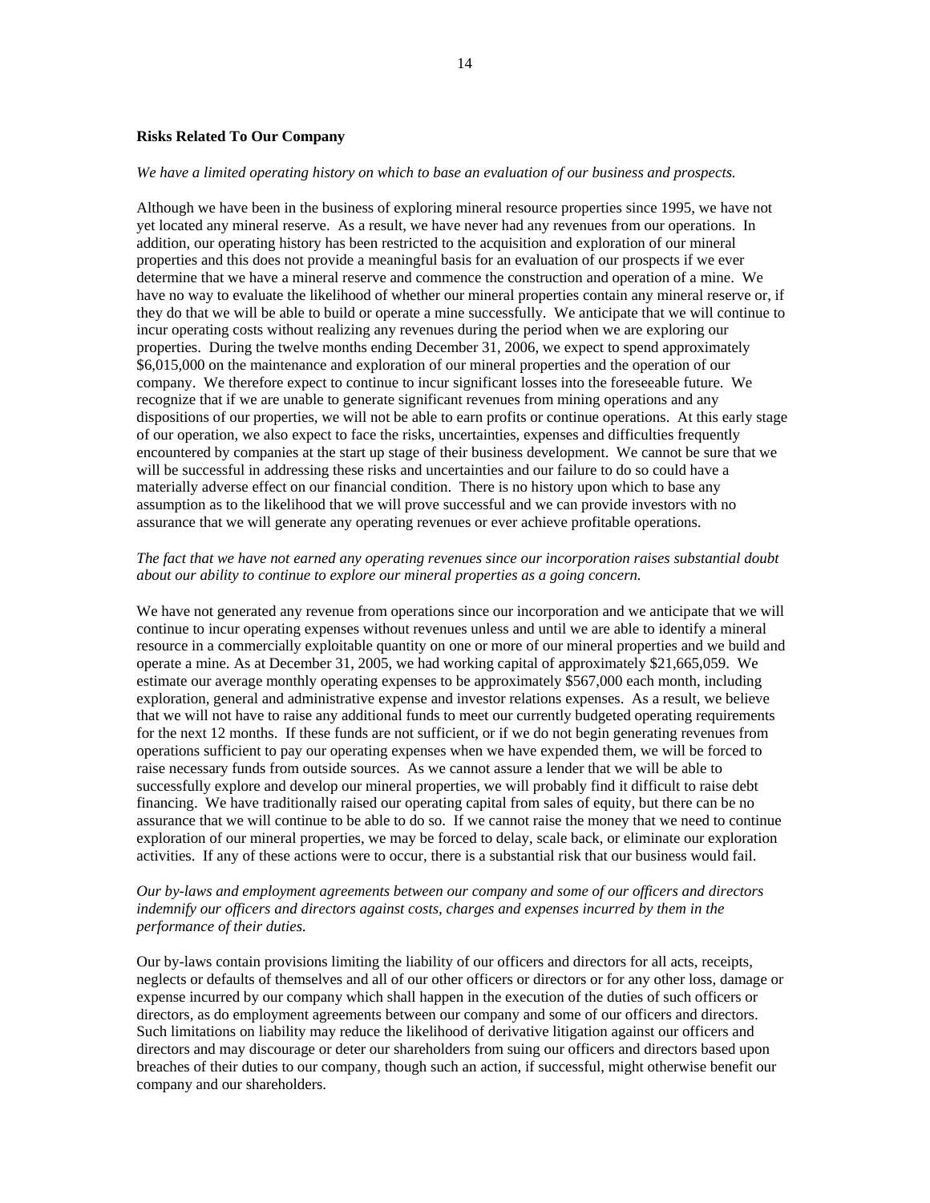**Risks Related To Our Company**

*We have a limited operating history on which to base an evaluation of our business and prospects.*

Although we have been in the business of exploring mineral resource properties since 1995, we have not yet located any mineral reserve. As a result, we have never had any revenues from our operations. In addition, our operating history has been restricted to the acquisition and exploration of our mineral properties and this does not provide a meaningful basis for an evaluation of our prospects if we ever determine that we have a mineral reserve and commence the construction and operation of a mine. We have no way to evaluate the likelihood of whether our mineral properties contain any mineral reserve or, if they do that we will be able to build or operate a mine successfully. We anticipate that we will continue to incur operating costs without realizing any revenues during the period when we are exploring our properties. During the twelve months ending December 31, 2006, we expect to spend approximately $6,015,000 on the maintenance and exploration of our mineral properties and the operation of our company. We therefore expect to continue to incur significant losses into the foreseeable future. We recognize that if we are unable to generate significant revenues from mining operations and any dispositions of our properties, we will not be able to earn profits or continue operations. At this early stage of our operation, we also expect to face the risks, uncertainties, expenses and difficulties frequently encountered by companies at the start up stage of their business development. We cannot be sure that we will be successful in addressing these risks and uncertainties and our failure to do so could have a materially adverse effect on our financial condition. There is no history upon which to base any assumption as to the likelihood that we will prove successful and we can provide investors with no assurance that we will generate any operating revenues or ever achieve profitable operations.

*The fact that we have not earned any operating revenues since our incorporation raises substantial doubt about our ability to continue to explore our mineral properties as a going concern.*

We have not generated any revenue from operations since our incorporation and we anticipate that we will continue to incur operating expenses without revenues unless and until we are able to identify a mineral resource in a commercially exploitable quantity on one or more of our mineral properties and we build and operate a mine. As at December 31, 2005, we had working capital of approximately $21,665,059. We estimate our average monthly operating expenses to be approximately $567,000 each month, including exploration, general and administrative expense and investor relations expenses. As a result, we believe that we will not have to raise any additional funds to meet our currently budgeted operating requirements for the next 12 months. If these funds are not sufficient, or if we do not begin generating revenues from operations sufficient to pay our operating expenses when we have expended them, we will be forced to raise necessary funds from outside sources. As we cannot assure a lender that we will be able to successfully explore and develop our mineral properties, we will probably find it difficult to raise debt financing. We have traditionally raised our operating capital from sales of equity, but there can be no assurance that we will continue to be able to do so. If we cannot raise the money that we need to continue exploration of our mineral properties, we may be forced to delay, scale back, or eliminate our exploration activities. If any of these actions were to occur, there is a substantial risk that our business would fail.

*Our by-laws and employment agreements between our company and some of our officers and directors indemnify our officers and directors against costs, charges and expenses incurred by them in the performance of their duties.*

Our by-laws contain provisions limiting the liability of our officers and directors for all acts, receipts, neglects or defaults of themselves and all of our other officers or directors or for any other loss, damage or expense incurred by our company which shall happen in the execution of the duties of such officers or directors, as do employment agreements between our company and some of our officers and directors. Such limitations on liability may reduce the likelihood of derivative litigation against our officers and directors and may discourage or deter our shareholders from suing our officers and directors based upon breaches of their duties to our company, though such an action, if successful, might otherwise benefit our company and our shareholders.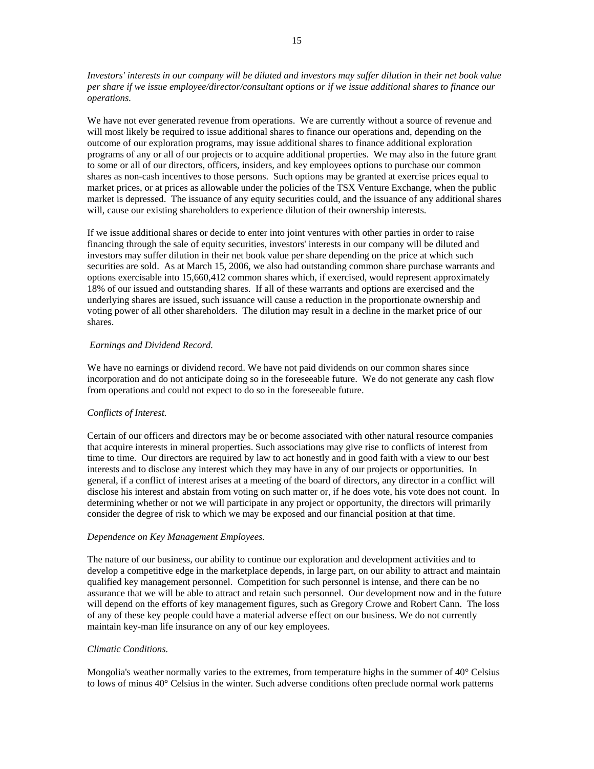*Investors' interests in our company will be diluted and investors may suffer dilution in their net book value per share if we issue employee/director/consultant options or if we issue additional shares to finance our operations.*

We have not ever generated revenue from operations. We are currently without a source of revenue and will most likely be required to issue additional shares to finance our operations and, depending on the outcome of our exploration programs, may issue additional shares to finance additional exploration programs of any or all of our projects or to acquire additional properties. We may also in the future grant to some or all of our directors, officers, insiders, and key employees options to purchase our common shares as non-cash incentives to those persons. Such options may be granted at exercise prices equal to market prices, or at prices as allowable under the policies of the TSX Venture Exchange, when the public market is depressed. The issuance of any equity securities could, and the issuance of any additional shares will, cause our existing shareholders to experience dilution of their ownership interests.

If we issue additional shares or decide to enter into joint ventures with other parties in order to raise financing through the sale of equity securities, investors' interests in our company will be diluted and investors may suffer dilution in their net book value per share depending on the price at which such securities are sold. As at March 15, 2006, we also had outstanding common share purchase warrants and options exercisable into 15,660,412 common shares which, if exercised, would represent approximately 18% of our issued and outstanding shares. If all of these warrants and options are exercised and the underlying shares are issued, such issuance will cause a reduction in the proportionate ownership and voting power of all other shareholders. The dilution may result in a decline in the market price of our shares.

*Earnings and Dividend Record.*

We have no earnings or dividend record. We have not paid dividends on our common shares since incorporation and do not anticipate doing so in the foreseeable future. We do not generate any cash flow from operations and could not expect to do so in the foreseeable future.

*Conflicts of Interest.*

Certain of our officers and directors may be or become associated with other natural resource companies that acquire interests in mineral properties. Such associations may give rise to conflicts of interest from time to time. Our directors are required by law to act honestly and in good faith with a view to our best interests and to disclose any interest which they may have in any of our projects or opportunities. In general, if a conflict of interest arises at a meeting of the board of directors, any director in a conflict will disclose his interest and abstain from voting on such matter or, if he does vote, his vote does not count. In determining whether or not we will participate in any project or opportunity, the directors will primarily consider the degree of risk to which we may be exposed and our financial position at that time.

*Dependence on Key Management Employees.*

The nature of our business, our ability to continue our exploration and development activities and to develop a competitive edge in the marketplace depends, in large part, on our ability to attract and maintain qualified key management personnel. Competition for such personnel is intense, and there can be no assurance that we will be able to attract and retain such personnel. Our development now and in the future will depend on the efforts of key management figures, such as Gregory Crowe and Robert Cann. The loss of any of these key people could have a material adverse effect on our business. We do not currently maintain key-man life insurance on any of our key employees.

*Climatic Conditions.*

Mongolia's weather normally varies to the extremes, from temperature highs in the summer of 40° Celsius to lows of minus 40° Celsius in the winter. Such adverse conditions often preclude normal work patterns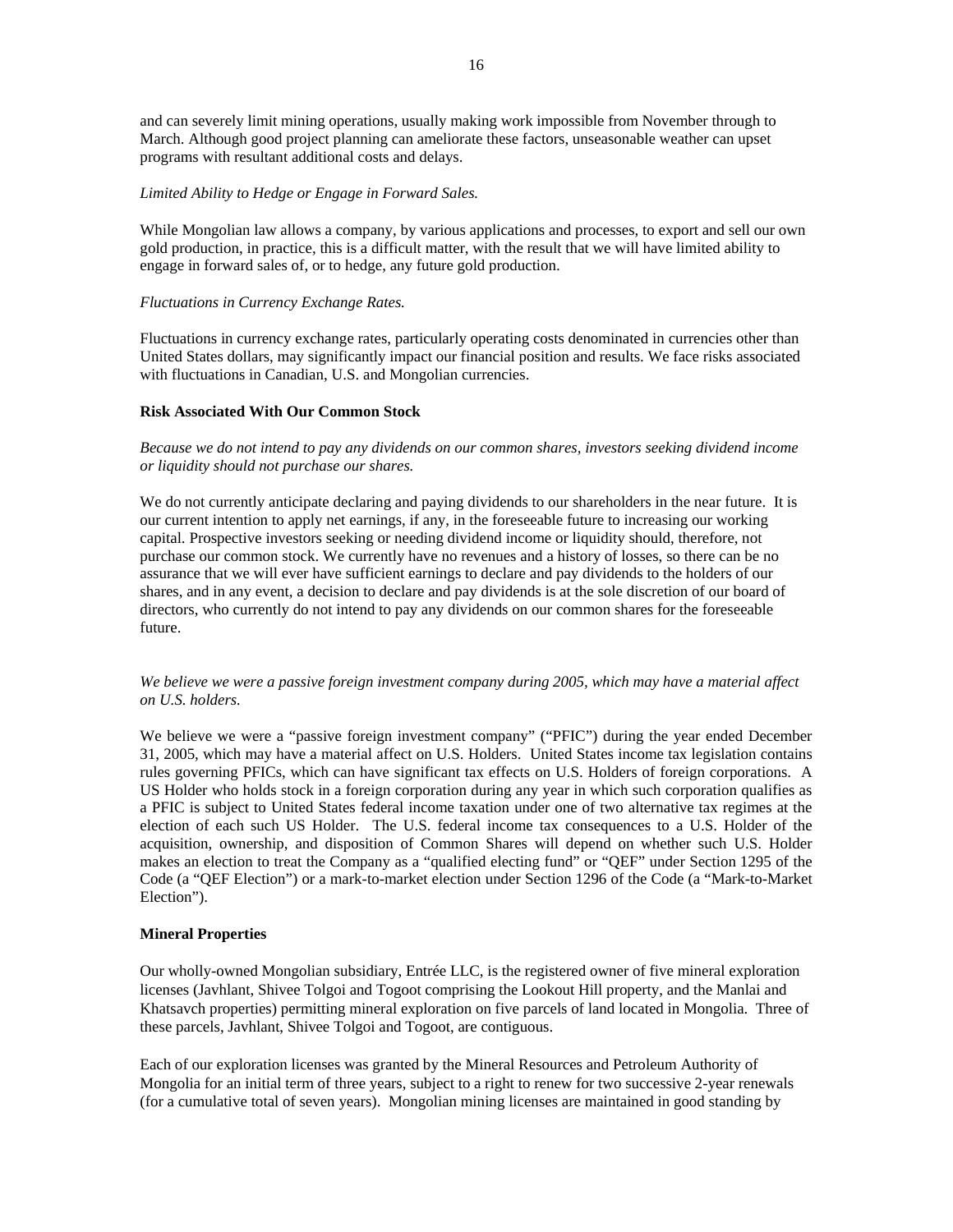and can severely limit mining operations, usually making work impossible from November through to March. Although good project planning can ameliorate these factors, unseasonable weather can upset programs with resultant additional costs and delays.

*Limited Ability to Hedge or Engage in Forward Sales.*

While Mongolian law allows a company, by various applications and processes, to export and sell our own gold production, in practice, this is a difficult matter, with the result that we will have limited ability to engage in forward sales of, or to hedge, any future gold production.

*Fluctuations in Currency Exchange Rates.*

Fluctuations in currency exchange rates, particularly operating costs denominated in currencies other than United States dollars, may significantly impact our financial position and results. We face risks associated with fluctuations in Canadian, U.S. and Mongolian currencies.

**Risk Associated With Our Common Stock**

*Because we do not intend to pay any dividends on our common shares, investors seeking dividend income or liquidity should not purchase our shares.*

We do not currently anticipate declaring and paying dividends to our shareholders in the near future. It is our current intention to apply net earnings, if any, in the foreseeable future to increasing our working capital. Prospective investors seeking or needing dividend income or liquidity should, therefore, not purchase our common stock. We currently have no revenues and a history of losses, so there can be no assurance that we will ever have sufficient earnings to declare and pay dividends to the holders of our shares, and in any event, a decision to declare and pay dividends is at the sole discretion of our board of directors, who currently do not intend to pay any dividends on our common shares for the foreseeable future.

*We believe we were a passive foreign investment company during 2005, which may have a material affect on U.S. holders.*

We believe we were a "passive foreign investment company" ("PFIC") during the year ended December 31, 2005, which may have a material affect on U.S. Holders. United States income tax legislation contains rules governing PFICs, which can have significant tax effects on U.S. Holders of foreign corporations. A US Holder who holds stock in a foreign corporation during any year in which such corporation qualifies as a PFIC is subject to United States federal income taxation under one of two alternative tax regimes at the election of each such US Holder. The U.S. federal income tax consequences to a U.S. Holder of the acquisition, ownership, and disposition of Common Shares will depend on whether such U.S. Holder makes an election to treat the Company as a "qualified electing fund" or "QEF" under Section 1295 of the Code (a "QEF Election") or a mark-to-market election under Section 1296 of the Code (a "Mark-to-Market Election").

**Mineral Properties**

Our wholly-owned Mongolian subsidiary, Entrée LLC, is the registered owner of five mineral exploration licenses (Javhlant, Shivee Tolgoi and Togoot comprising the Lookout Hill property, and the Manlai and Khatsavch properties) permitting mineral exploration on five parcels of land located in Mongolia. Three of these parcels, Javhlant, Shivee Tolgoi and Togoot, are contiguous.

Each of our exploration licenses was granted by the Mineral Resources and Petroleum Authority of Mongolia for an initial term of three years, subject to a right to renew for two successive 2-year renewals (for a cumulative total of seven years). Mongolian mining licenses are maintained in good standing by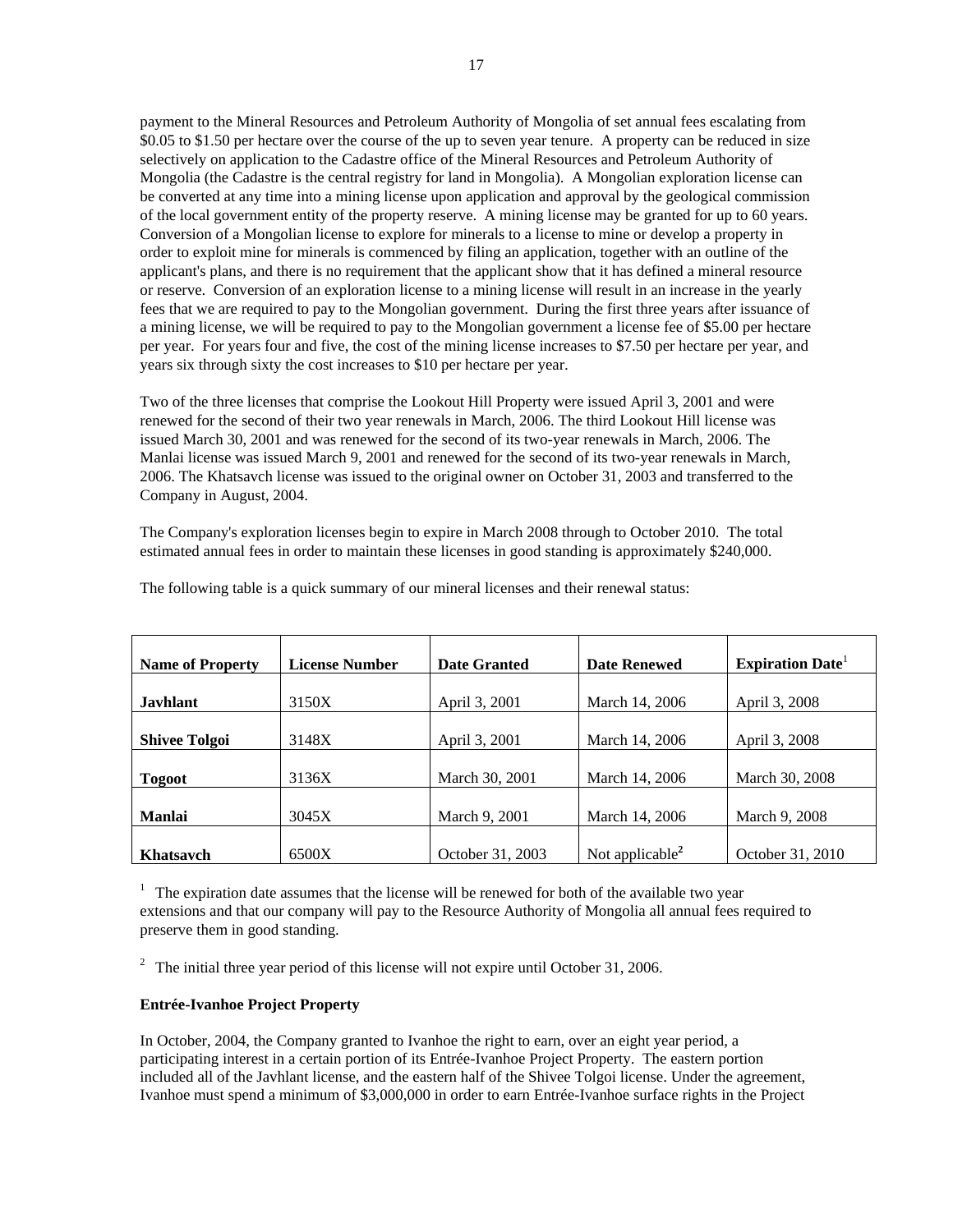payment to the Mineral Resources and Petroleum Authority of Mongolia of set annual fees escalating from \$0.05 to \$1.50 per hectare over the course of the up to seven year tenure. A property can be reduced in size selectively on application to the Cadastre office of the Mineral Resources and Petroleum Authority of Mongolia (the Cadastre is the central registry for land in Mongolia). A Mongolian exploration license can be converted at any time into a mining license upon application and approval by the geological commission of the local government entity of the property reserve. A mining license may be granted for up to 60 years. Conversion of a Mongolian license to explore for minerals to a license to mine or develop a property in order to exploit mine for minerals is commenced by filing an application, together with an outline of the applicant's plans, and there is no requirement that the applicant show that it has defined a mineral resource or reserve. Conversion of an exploration license to a mining license will result in an increase in the yearly fees that we are required to pay to the Mongolian government. During the first three years after issuance of a mining license, we will be required to pay to the Mongolian government a license fee of \$5.00 per hectare per year. For years four and five, the cost of the mining license increases to \$7.50 per hectare per year, and years six through sixty the cost increases to \$10 per hectare per year.

Two of the three licenses that comprise the Lookout Hill Property were issued April 3, 2001 and were renewed for the second of their two year renewals in March, 2006. The third Lookout Hill license was issued March 30, 2001 and was renewed for the second of its two-year renewals in March, 2006. The Manlai license was issued March 9, 2001 and renewed for the second of its two-year renewals in March, 2006. The Khatsavch license was issued to the original owner on October 31, 2003 and transferred to the Company in August, 2004.

The Company's exploration licenses begin to expire in March 2008 through to October 2010. The total estimated annual fees in order to maintain these licenses in good standing is approximately \$240,000.

The following table is a quick summary of our mineral licenses and their renewal status:

| Name of Property | License Number | Date Granted | Date Renewed | Expiration Date[1] |
|---|---|---|---|---|
| **Javhlant** | 3150X | April 3, 2001 | March 14, 2006 | April 3, 2008 |
| **Shivee Tolgoi** | 3148X | April 3, 2001 | March 14, 2006 | April 3, 2008 |
| **Togoot** | 3136X | March 30, 2001 | March 14, 2006 | March 30, 2008 |
| **Manlai** | 3045X | March 9, 2001 | March 14, 2006 | March 9, 2008 |
| **Khatsavch** | 6500X | October 31, 2003 | Not applicable[2] | October 31, 2010 |

[1] The expiration date assumes that the license will be renewed for both of the available two year extensions and that our company will pay to the Resource Authority of Mongolia all annual fees required to preserve them in good standing.

[2] The initial three year period of this license will not expire until October 31, 2006.

**Entrée-Ivanhoe Project Property**

In October, 2004, the Company granted to Ivanhoe the right to earn, over an eight year period, a participating interest in a certain portion of its Entrée-Ivanhoe Project Property. The eastern portion included all of the Javhlant license, and the eastern half of the Shivee Tolgoi license. Under the agreement, Ivanhoe must spend a minimum of \$3,000,000 in order to earn Entrée-Ivanhoe surface rights in the Project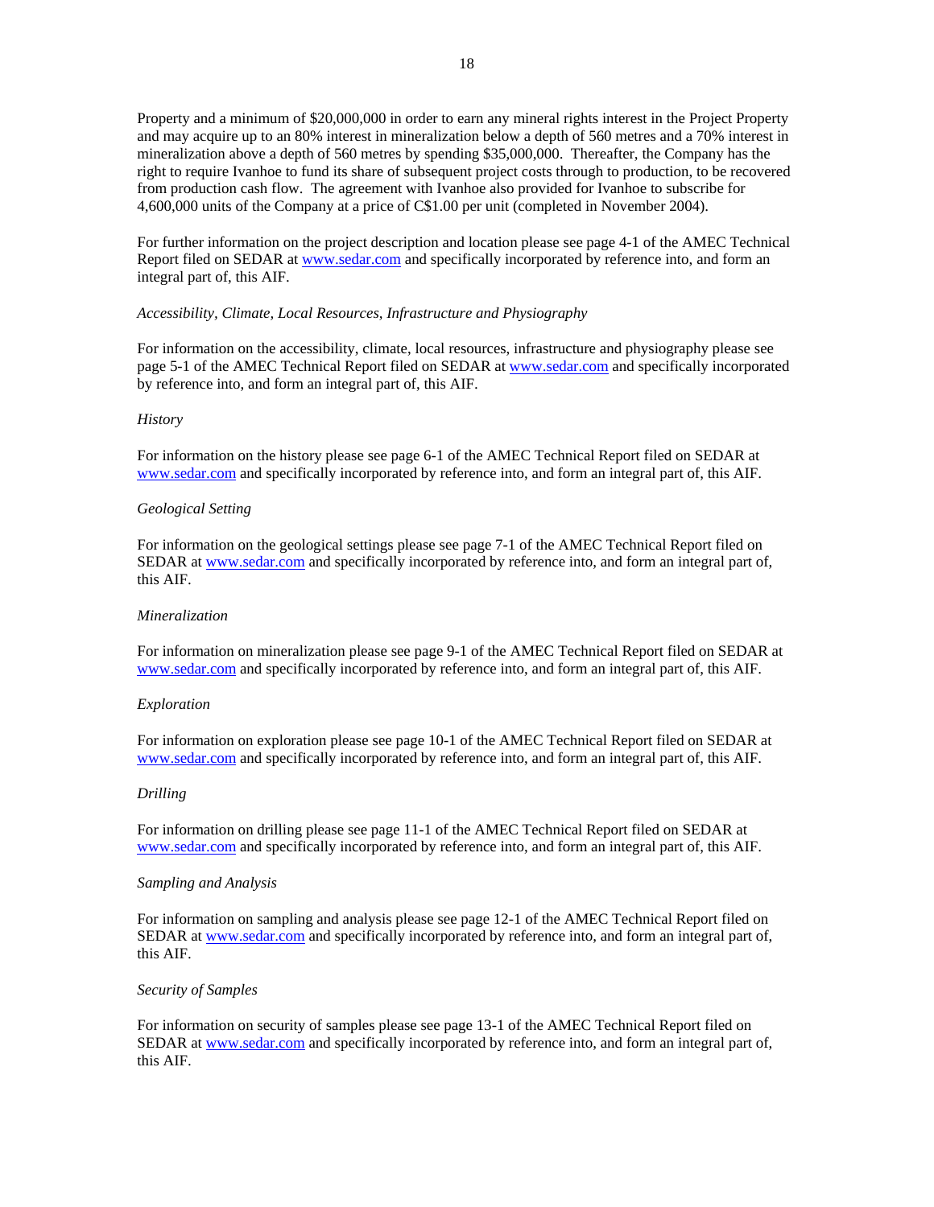Property and a minimum of $20,000,000 in order to earn any mineral rights interest in the Project Property and may acquire up to an 80% interest in mineralization below a depth of 560 metres and a 70% interest in mineralization above a depth of 560 metres by spending $35,000,000. Thereafter, the Company has the right to require Ivanhoe to fund its share of subsequent project costs through to production, to be recovered from production cash flow. The agreement with Ivanhoe also provided for Ivanhoe to subscribe for 4,600,000 units of the Company at a price of C$1.00 per unit (completed in November 2004).

For further information on the project description and location please see page 4-1 of the AMEC Technical Report filed on SEDAR at www.sedar.com and specifically incorporated by reference into, and form an integral part of, this AIF.

*Accessibility, Climate, Local Resources, Infrastructure and Physiography*

For information on the accessibility, climate, local resources, infrastructure and physiography please see page 5-1 of the AMEC Technical Report filed on SEDAR at www.sedar.com and specifically incorporated by reference into, and form an integral part of, this AIF.

*History*

For information on the history please see page 6-1 of the AMEC Technical Report filed on SEDAR at www.sedar.com and specifically incorporated by reference into, and form an integral part of, this AIF.

*Geological Setting*

For information on the geological settings please see page 7-1 of the AMEC Technical Report filed on SEDAR at www.sedar.com and specifically incorporated by reference into, and form an integral part of, this AIF.

*Mineralization*

For information on mineralization please see page 9-1 of the AMEC Technical Report filed on SEDAR at www.sedar.com and specifically incorporated by reference into, and form an integral part of, this AIF.

*Exploration*

For information on exploration please see page 10-1 of the AMEC Technical Report filed on SEDAR at www.sedar.com and specifically incorporated by reference into, and form an integral part of, this AIF.

*Drilling*

For information on drilling please see page 11-1 of the AMEC Technical Report filed on SEDAR at www.sedar.com and specifically incorporated by reference into, and form an integral part of, this AIF.

*Sampling and Analysis*

For information on sampling and analysis please see page 12-1 of the AMEC Technical Report filed on SEDAR at www.sedar.com and specifically incorporated by reference into, and form an integral part of, this AIF.

*Security of Samples*

For information on security of samples please see page 13-1 of the AMEC Technical Report filed on SEDAR at www.sedar.com and specifically incorporated by reference into, and form an integral part of, this AIF.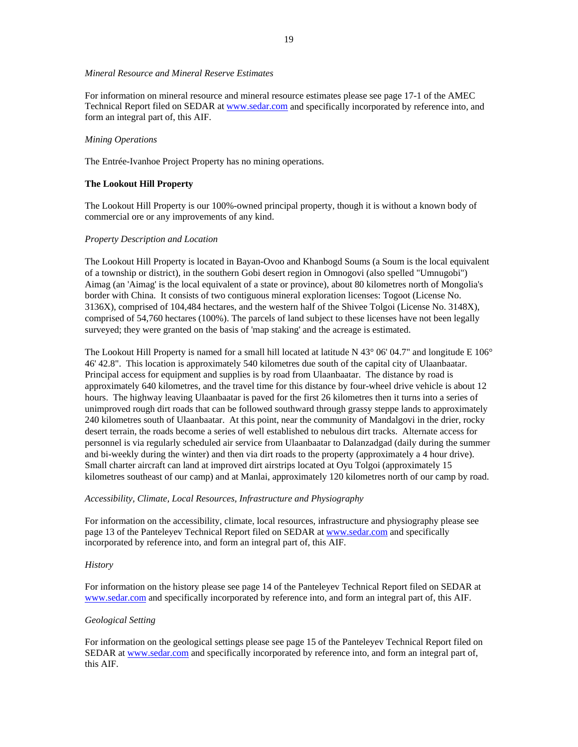*Mineral Resource and Mineral Reserve Estimates*

For information on mineral resource and mineral resource estimates please see page 17-1 of the AMEC Technical Report filed on SEDAR at www.sedar.com and specifically incorporated by reference into, and form an integral part of, this AIF.

*Mining Operations*

The Entrée-Ivanhoe Project Property has no mining operations.

**The Lookout Hill Property**

The Lookout Hill Property is our 100%-owned principal property, though it is without a known body of commercial ore or any improvements of any kind.

*Property Description and Location*

The Lookout Hill Property is located in Bayan-Ovoo and Khanbogd Soums (a Soum is the local equivalent of a township or district), in the southern Gobi desert region in Omnogovi (also spelled "Umnugobi") Aimag (an 'Aimag' is the local equivalent of a state or province), about 80 kilometres north of Mongolia's border with China. It consists of two contiguous mineral exploration licenses: Togoot (License No. 3136X), comprised of 104,484 hectares, and the western half of the Shivee Tolgoi (License No. 3148X), comprised of 54,760 hectares (100%). The parcels of land subject to these licenses have not been legally surveyed; they were granted on the basis of 'map staking' and the acreage is estimated.

The Lookout Hill Property is named for a small hill located at latitude N 43° 06' 04.7" and longitude E 106° 46' 42.8". This location is approximately 540 kilometres due south of the capital city of Ulaanbaatar. Principal access for equipment and supplies is by road from Ulaanbaatar. The distance by road is approximately 640 kilometres, and the travel time for this distance by four-wheel drive vehicle is about 12 hours. The highway leaving Ulaanbaatar is paved for the first 26 kilometres then it turns into a series of unimproved rough dirt roads that can be followed southward through grassy steppe lands to approximately 240 kilometres south of Ulaanbaatar. At this point, near the community of Mandalgovi in the drier, rocky desert terrain, the roads become a series of well established to nebulous dirt tracks. Alternate access for personnel is via regularly scheduled air service from Ulaanbaatar to Dalanzadgad (daily during the summer and bi-weekly during the winter) and then via dirt roads to the property (approximately a 4 hour drive). Small charter aircraft can land at improved dirt airstrips located at Oyu Tolgoi (approximately 15 kilometres southeast of our camp) and at Manlai, approximately 120 kilometres north of our camp by road.

*Accessibility, Climate, Local Resources, Infrastructure and Physiography*

For information on the accessibility, climate, local resources, infrastructure and physiography please see page 13 of the Panteleyev Technical Report filed on SEDAR at www.sedar.com and specifically incorporated by reference into, and form an integral part of, this AIF.

*History*

For information on the history please see page 14 of the Panteleyev Technical Report filed on SEDAR at www.sedar.com and specifically incorporated by reference into, and form an integral part of, this AIF.

*Geological Setting*

For information on the geological settings please see page 15 of the Panteleyev Technical Report filed on SEDAR at www.sedar.com and specifically incorporated by reference into, and form an integral part of, this AIF.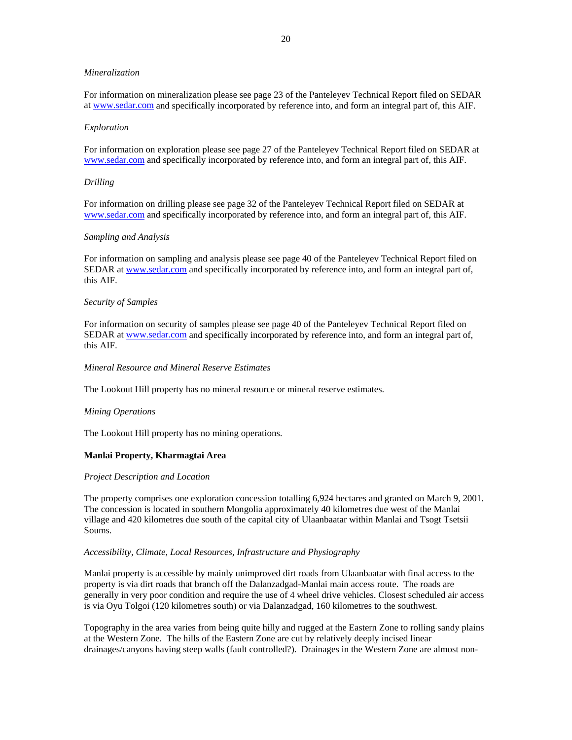*Mineralization*

For information on mineralization please see page 23 of the Panteleyev Technical Report filed on SEDAR at www.sedar.com and specifically incorporated by reference into, and form an integral part of, this AIF.

*Exploration*

For information on exploration please see page 27 of the Panteleyev Technical Report filed on SEDAR at www.sedar.com and specifically incorporated by reference into, and form an integral part of, this AIF.

*Drilling*

For information on drilling please see page 32 of the Panteleyev Technical Report filed on SEDAR at www.sedar.com and specifically incorporated by reference into, and form an integral part of, this AIF.

*Sampling and Analysis*

For information on sampling and analysis please see page 40 of the Panteleyev Technical Report filed on SEDAR at www.sedar.com and specifically incorporated by reference into, and form an integral part of, this AIF.

*Security of Samples*

For information on security of samples please see page 40 of the Panteleyev Technical Report filed on SEDAR at www.sedar.com and specifically incorporated by reference into, and form an integral part of, this AIF.

*Mineral Resource and Mineral Reserve Estimates*

The Lookout Hill property has no mineral resource or mineral reserve estimates.

*Mining Operations*

The Lookout Hill property has no mining operations.

**Manlai Property, Kharmagtai Area**

*Project Description and Location*

The property comprises one exploration concession totalling 6,924 hectares and granted on March 9, 2001. The concession is located in southern Mongolia approximately 40 kilometres due west of the Manlai village and 420 kilometres due south of the capital city of Ulaanbaatar within Manlai and Tsogt Tsetsii Soums.

*Accessibility, Climate, Local Resources, Infrastructure and Physiography*

Manlai property is accessible by mainly unimproved dirt roads from Ulaanbaatar with final access to the property is via dirt roads that branch off the Dalanzadgad-Manlai main access route. The roads are generally in very poor condition and require the use of 4 wheel drive vehicles. Closest scheduled air access is via Oyu Tolgoi (120 kilometres south) or via Dalanzadgad, 160 kilometres to the southwest.

Topography in the area varies from being quite hilly and rugged at the Eastern Zone to rolling sandy plains at the Western Zone. The hills of the Eastern Zone are cut by relatively deeply incised linear drainages/canyons having steep walls (fault controlled?). Drainages in the Western Zone are almost non-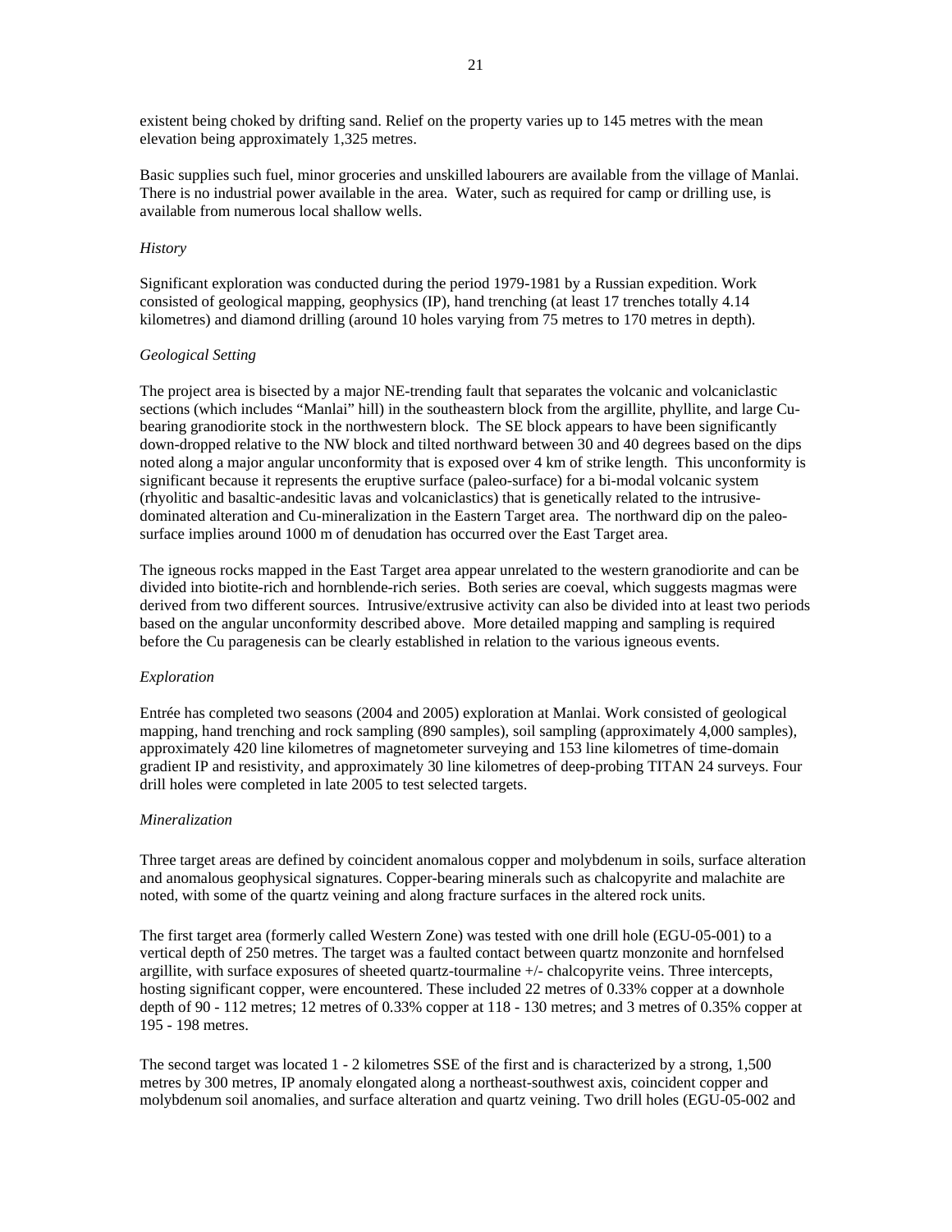existent being choked by drifting sand. Relief on the property varies up to 145 metres with the mean elevation being approximately 1,325 metres.

Basic supplies such fuel, minor groceries and unskilled labourers are available from the village of Manlai. There is no industrial power available in the area. Water, such as required for camp or drilling use, is available from numerous local shallow wells.

*History*

Significant exploration was conducted during the period 1979-1981 by a Russian expedition. Work consisted of geological mapping, geophysics (IP), hand trenching (at least 17 trenches totally 4.14 kilometres) and diamond drilling (around 10 holes varying from 75 metres to 170 metres in depth).

*Geological Setting*

The project area is bisected by a major NE-trending fault that separates the volcanic and volcaniclastic sections (which includes "Manlai" hill) in the southeastern block from the argillite, phyllite, and large Cu-bearing granodiorite stock in the northwestern block. The SE block appears to have been significantly down-dropped relative to the NW block and tilted northward between 30 and 40 degrees based on the dips noted along a major angular unconformity that is exposed over 4 km of strike length. This unconformity is significant because it represents the eruptive surface (paleo-surface) for a bi-modal volcanic system (rhyolitic and basaltic-andesitic lavas and volcaniclastics) that is genetically related to the intrusive-dominated alteration and Cu-mineralization in the Eastern Target area. The northward dip on the paleo-surface implies around 1000 m of denudation has occurred over the East Target area.

The igneous rocks mapped in the East Target area appear unrelated to the western granodiorite and can be divided into biotite-rich and hornblende-rich series. Both series are coeval, which suggests magmas were derived from two different sources. Intrusive/extrusive activity can also be divided into at least two periods based on the angular unconformity described above. More detailed mapping and sampling is required before the Cu paragenesis can be clearly established in relation to the various igneous events.

*Exploration*

Entrée has completed two seasons (2004 and 2005) exploration at Manlai. Work consisted of geological mapping, hand trenching and rock sampling (890 samples), soil sampling (approximately 4,000 samples), approximately 420 line kilometres of magnetometer surveying and 153 line kilometres of time-domain gradient IP and resistivity, and approximately 30 line kilometres of deep-probing TITAN 24 surveys. Four drill holes were completed in late 2005 to test selected targets.

*Mineralization*

Three target areas are defined by coincident anomalous copper and molybdenum in soils, surface alteration and anomalous geophysical signatures. Copper-bearing minerals such as chalcopyrite and malachite are noted, with some of the quartz veining and along fracture surfaces in the altered rock units.

The first target area (formerly called Western Zone) was tested with one drill hole (EGU-05-001) to a vertical depth of 250 metres. The target was a faulted contact between quartz monzonite and hornfelsed argillite, with surface exposures of sheeted quartz-tourmaline +/- chalcopyrite veins. Three intercepts, hosting significant copper, were encountered. These included 22 metres of 0.33% copper at a downhole depth of 90 - 112 metres; 12 metres of 0.33% copper at 118 - 130 metres; and 3 metres of 0.35% copper at 195 - 198 metres.

The second target was located 1 - 2 kilometres SSE of the first and is characterized by a strong, 1,500 metres by 300 metres, IP anomaly elongated along a northeast-southwest axis, coincident copper and molybdenum soil anomalies, and surface alteration and quartz veining. Two drill holes (EGU-05-002 and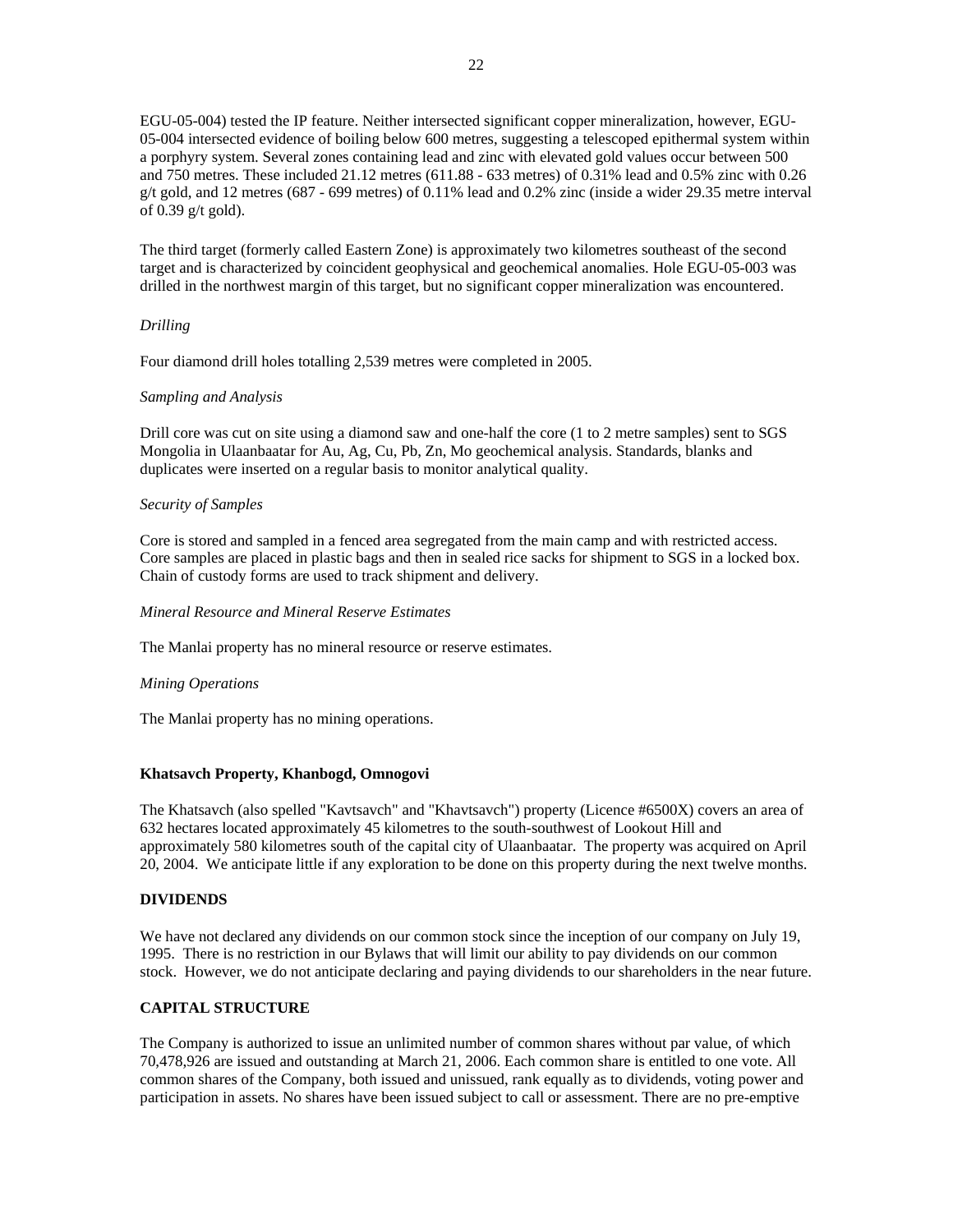EGU-05-004) tested the IP feature. Neither intersected significant copper mineralization, however, EGU-05-004 intersected evidence of boiling below 600 metres, suggesting a telescoped epithermal system within a porphyry system. Several zones containing lead and zinc with elevated gold values occur between 500 and 750 metres. These included 21.12 metres (611.88 - 633 metres) of 0.31% lead and 0.5% zinc with 0.26 g/t gold, and 12 metres (687 - 699 metres) of 0.11% lead and 0.2% zinc (inside a wider 29.35 metre interval of 0.39 g/t gold).

The third target (formerly called Eastern Zone) is approximately two kilometres southeast of the second target and is characterized by coincident geophysical and geochemical anomalies. Hole EGU-05-003 was drilled in the northwest margin of this target, but no significant copper mineralization was encountered.

*Drilling*

Four diamond drill holes totalling 2,539 metres were completed in 2005.

*Sampling and Analysis*

Drill core was cut on site using a diamond saw and one-half the core (1 to 2 metre samples) sent to SGS Mongolia in Ulaanbaatar for Au, Ag, Cu, Pb, Zn, Mo geochemical analysis. Standards, blanks and duplicates were inserted on a regular basis to monitor analytical quality.

*Security of Samples*

Core is stored and sampled in a fenced area segregated from the main camp and with restricted access. Core samples are placed in plastic bags and then in sealed rice sacks for shipment to SGS in a locked box. Chain of custody forms are used to track shipment and delivery.

*Mineral Resource and Mineral Reserve Estimates*

The Manlai property has no mineral resource or reserve estimates.

*Mining Operations*

The Manlai property has no mining operations.

**Khatsavch Property, Khanbogd, Omnogovi**

The Khatsavch (also spelled "Kavtsavch" and "Khavtsavch") property (Licence #6500X) covers an area of 632 hectares located approximately 45 kilometres to the south-southwest of Lookout Hill and approximately 580 kilometres south of the capital city of Ulaanbaatar. The property was acquired on April 20, 2004. We anticipate little if any exploration to be done on this property during the next twelve months.

## DIVIDENDS

We have not declared any dividends on our common stock since the inception of our company on July 19, 1995. There is no restriction in our Bylaws that will limit our ability to pay dividends on our common stock. However, we do not anticipate declaring and paying dividends to our shareholders in the near future.

## CAPITAL STRUCTURE

The Company is authorized to issue an unlimited number of common shares without par value, of which 70,478,926 are issued and outstanding at March 21, 2006. Each common share is entitled to one vote. All common shares of the Company, both issued and unissued, rank equally as to dividends, voting power and participation in assets. No shares have been issued subject to call or assessment. There are no pre-emptive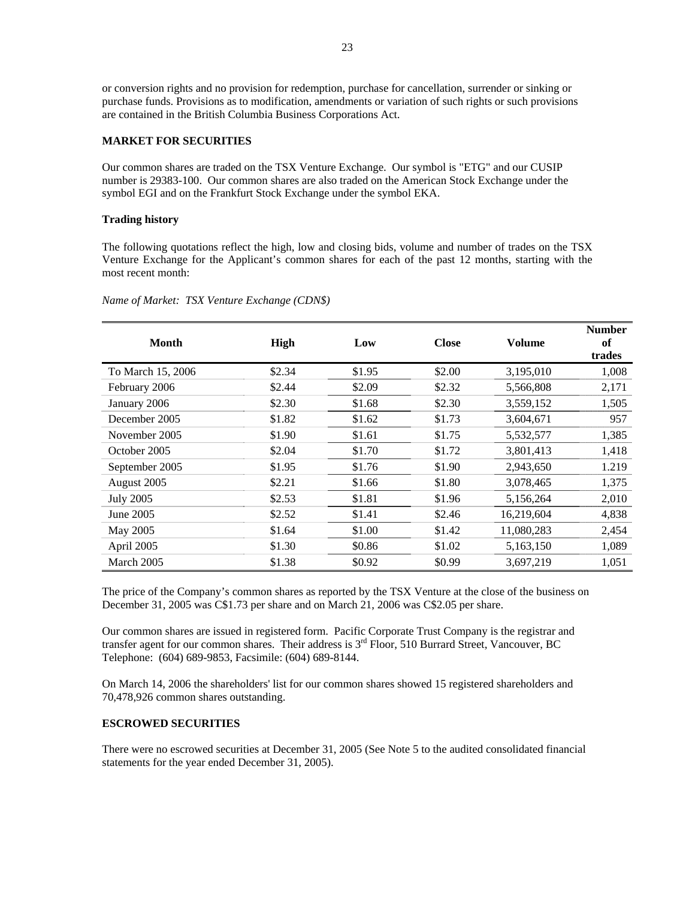or conversion rights and no provision for redemption, purchase for cancellation, surrender or sinking or purchase funds. Provisions as to modification, amendments or variation of such rights or such provisions are contained in the British Columbia Business Corporations Act.

**MARKET FOR SECURITIES**

Our common shares are traded on the TSX Venture Exchange. Our symbol is "ETG" and our CUSIP number is 29383-100. Our common shares are also traded on the American Stock Exchange under the symbol EGI and on the Frankfurt Stock Exchange under the symbol EKA.

**Trading history**

The following quotations reflect the high, low and closing bids, volume and number of trades on the TSX Venture Exchange for the Applicant's common shares for each of the past 12 months, starting with the most recent month:

*Name of Market: TSX Venture Exchange (CDN$)*

| Month | High | Low | Close | Volume | Number of trades |
|---|---|---|---|---|---|
| To March 15, 2006 | $2.34 | $1.95 | $2.00 | 3,195,010 | 1,008 |
| February 2006 | $2.44 | $2.09 | $2.32 | 5,566,808 | 2,171 |
| January 2006 | $2.30 | $1.68 | $2.30 | 3,559,152 | 1,505 |
| December 2005 | $1.82 | $1.62 | $1.73 | 3,604,671 | 957 |
| November 2005 | $1.90 | $1.61 | $1.75 | 5,532,577 | 1,385 |
| October 2005 | $2.04 | $1.70 | $1.72 | 3,801,413 | 1,418 |
| September 2005 | $1.95 | $1.76 | $1.90 | 2,943,650 | 1.219 |
| August 2005 | $2.21 | $1.66 | $1.80 | 3,078,465 | 1,375 |
| July 2005 | $2.53 | $1.81 | $1.96 | 5,156,264 | 2,010 |
| June 2005 | $2.52 | $1.41 | $2.46 | 16,219,604 | 4,838 |
| May 2005 | $1.64 | $1.00 | $1.42 | 11,080,283 | 2,454 |
| April 2005 | $1.30 | $0.86 | $1.02 | 5,163,150 | 1,089 |
| March 2005 | $1.38 | $0.92 | $0.99 | 3,697,219 | 1,051 |

The price of the Company's common shares as reported by the TSX Venture at the close of the business on December 31, 2005 was C$1.73 per share and on March 21, 2006 was C$2.05 per share.

Our common shares are issued in registered form. Pacific Corporate Trust Company is the registrar and transfer agent for our common shares. Their address is 3rd Floor, 510 Burrard Street, Vancouver, BC Telephone: (604) 689-9853, Facsimile: (604) 689-8144.

On March 14, 2006 the shareholders' list for our common shares showed 15 registered shareholders and 70,478,926 common shares outstanding.

**ESCROWED SECURITIES**

There were no escrowed securities at December 31, 2005 (See Note 5 to the audited consolidated financial statements for the year ended December 31, 2005).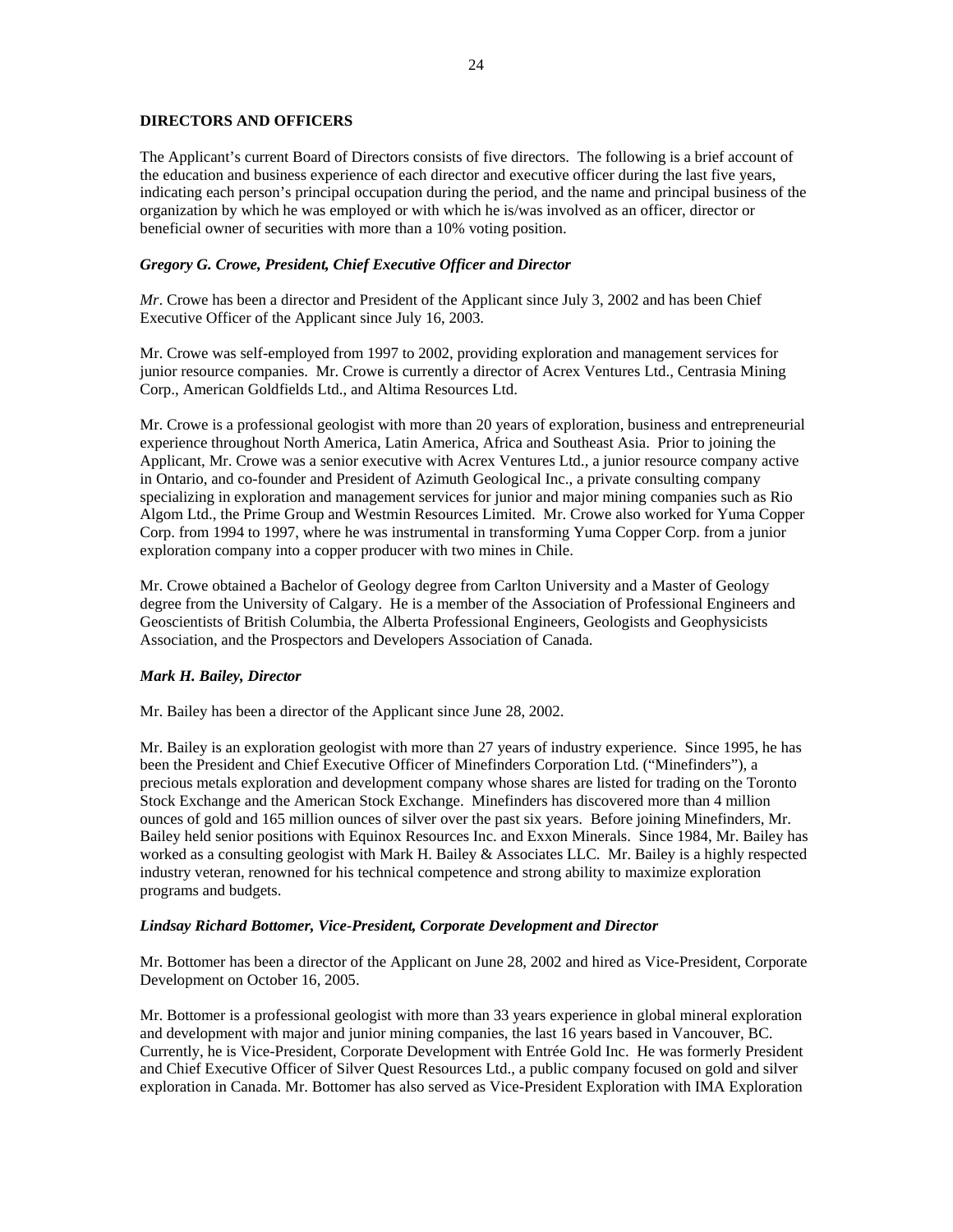**DIRECTORS AND OFFICERS**

The Applicant's current Board of Directors consists of five directors. The following is a brief account of the education and business experience of each director and executive officer during the last five years, indicating each person's principal occupation during the period, and the name and principal business of the organization by which he was employed or with which he is/was involved as an officer, director or beneficial owner of securities with more than a 10% voting position.

***Gregory G. Crowe, President, Chief Executive Officer and Director***

*Mr*. Crowe has been a director and President of the Applicant since July 3, 2002 and has been Chief Executive Officer of the Applicant since July 16, 2003.

Mr. Crowe was self-employed from 1997 to 2002, providing exploration and management services for junior resource companies. Mr. Crowe is currently a director of Acrex Ventures Ltd., Centrasia Mining Corp., American Goldfields Ltd., and Altima Resources Ltd.

Mr. Crowe is a professional geologist with more than 20 years of exploration, business and entrepreneurial experience throughout North America, Latin America, Africa and Southeast Asia. Prior to joining the Applicant, Mr. Crowe was a senior executive with Acrex Ventures Ltd., a junior resource company active in Ontario, and co-founder and President of Azimuth Geological Inc., a private consulting company specializing in exploration and management services for junior and major mining companies such as Rio Algom Ltd., the Prime Group and Westmin Resources Limited. Mr. Crowe also worked for Yuma Copper Corp. from 1994 to 1997, where he was instrumental in transforming Yuma Copper Corp. from a junior exploration company into a copper producer with two mines in Chile.

Mr. Crowe obtained a Bachelor of Geology degree from Carlton University and a Master of Geology degree from the University of Calgary. He is a member of the Association of Professional Engineers and Geoscientists of British Columbia, the Alberta Professional Engineers, Geologists and Geophysicists Association, and the Prospectors and Developers Association of Canada.

***Mark H. Bailey, Director***

Mr. Bailey has been a director of the Applicant since June 28, 2002.

Mr. Bailey is an exploration geologist with more than 27 years of industry experience. Since 1995, he has been the President and Chief Executive Officer of Minefinders Corporation Ltd. ("Minefinders"), a precious metals exploration and development company whose shares are listed for trading on the Toronto Stock Exchange and the American Stock Exchange. Minefinders has discovered more than 4 million ounces of gold and 165 million ounces of silver over the past six years. Before joining Minefinders, Mr. Bailey held senior positions with Equinox Resources Inc. and Exxon Minerals. Since 1984, Mr. Bailey has worked as a consulting geologist with Mark H. Bailey & Associates LLC. Mr. Bailey is a highly respected industry veteran, renowned for his technical competence and strong ability to maximize exploration programs and budgets.

***Lindsay Richard Bottomer, Vice-President, Corporate Development and Director***

Mr. Bottomer has been a director of the Applicant on June 28, 2002 and hired as Vice-President, Corporate Development on October 16, 2005.

Mr. Bottomer is a professional geologist with more than 33 years experience in global mineral exploration and development with major and junior mining companies, the last 16 years based in Vancouver, BC. Currently, he is Vice-President, Corporate Development with Entrée Gold Inc. He was formerly President and Chief Executive Officer of Silver Quest Resources Ltd., a public company focused on gold and silver exploration in Canada. Mr. Bottomer has also served as Vice-President Exploration with IMA Exploration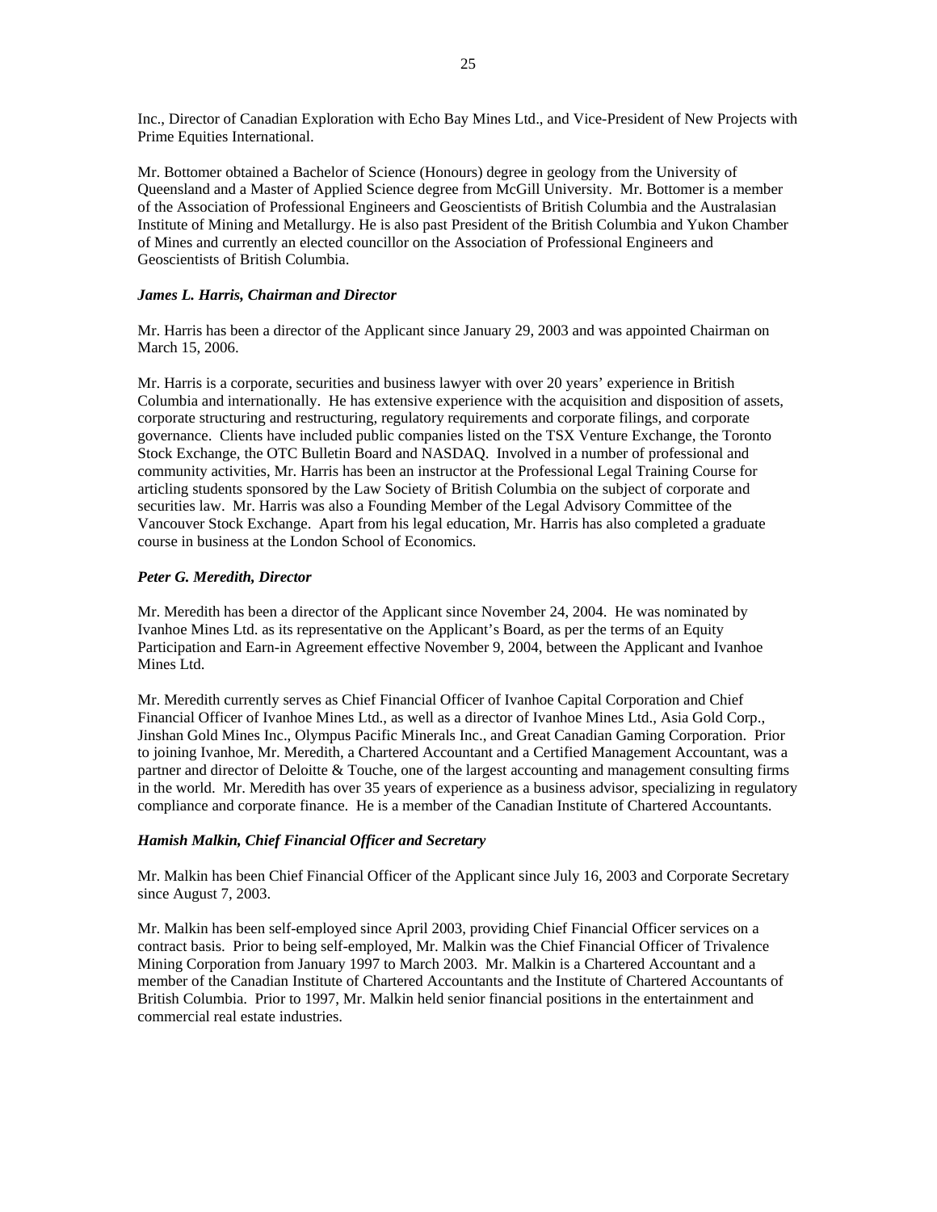Inc., Director of Canadian Exploration with Echo Bay Mines Ltd., and Vice-President of New Projects with Prime Equities International.

Mr. Bottomer obtained a Bachelor of Science (Honours) degree in geology from the University of Queensland and a Master of Applied Science degree from McGill University. Mr. Bottomer is a member of the Association of Professional Engineers and Geoscientists of British Columbia and the Australasian Institute of Mining and Metallurgy. He is also past President of the British Columbia and Yukon Chamber of Mines and currently an elected councillor on the Association of Professional Engineers and Geoscientists of British Columbia.

***James L. Harris, Chairman and Director***

Mr. Harris has been a director of the Applicant since January 29, 2003 and was appointed Chairman on March 15, 2006.

Mr. Harris is a corporate, securities and business lawyer with over 20 years' experience in British Columbia and internationally. He has extensive experience with the acquisition and disposition of assets, corporate structuring and restructuring, regulatory requirements and corporate filings, and corporate governance. Clients have included public companies listed on the TSX Venture Exchange, the Toronto Stock Exchange, the OTC Bulletin Board and NASDAQ. Involved in a number of professional and community activities, Mr. Harris has been an instructor at the Professional Legal Training Course for articling students sponsored by the Law Society of British Columbia on the subject of corporate and securities law. Mr. Harris was also a Founding Member of the Legal Advisory Committee of the Vancouver Stock Exchange. Apart from his legal education, Mr. Harris has also completed a graduate course in business at the London School of Economics.

***Peter G. Meredith, Director***

Mr. Meredith has been a director of the Applicant since November 24, 2004. He was nominated by Ivanhoe Mines Ltd. as its representative on the Applicant's Board, as per the terms of an Equity Participation and Earn-in Agreement effective November 9, 2004, between the Applicant and Ivanhoe Mines Ltd.

Mr. Meredith currently serves as Chief Financial Officer of Ivanhoe Capital Corporation and Chief Financial Officer of Ivanhoe Mines Ltd., as well as a director of Ivanhoe Mines Ltd., Asia Gold Corp., Jinshan Gold Mines Inc., Olympus Pacific Minerals Inc., and Great Canadian Gaming Corporation. Prior to joining Ivanhoe, Mr. Meredith, a Chartered Accountant and a Certified Management Accountant, was a partner and director of Deloitte & Touche, one of the largest accounting and management consulting firms in the world. Mr. Meredith has over 35 years of experience as a business advisor, specializing in regulatory compliance and corporate finance. He is a member of the Canadian Institute of Chartered Accountants.

***Hamish Malkin, Chief Financial Officer and Secretary***

Mr. Malkin has been Chief Financial Officer of the Applicant since July 16, 2003 and Corporate Secretary since August 7, 2003.

Mr. Malkin has been self-employed since April 2003, providing Chief Financial Officer services on a contract basis. Prior to being self-employed, Mr. Malkin was the Chief Financial Officer of Trivalence Mining Corporation from January 1997 to March 2003. Mr. Malkin is a Chartered Accountant and a member of the Canadian Institute of Chartered Accountants and the Institute of Chartered Accountants of British Columbia. Prior to 1997, Mr. Malkin held senior financial positions in the entertainment and commercial real estate industries.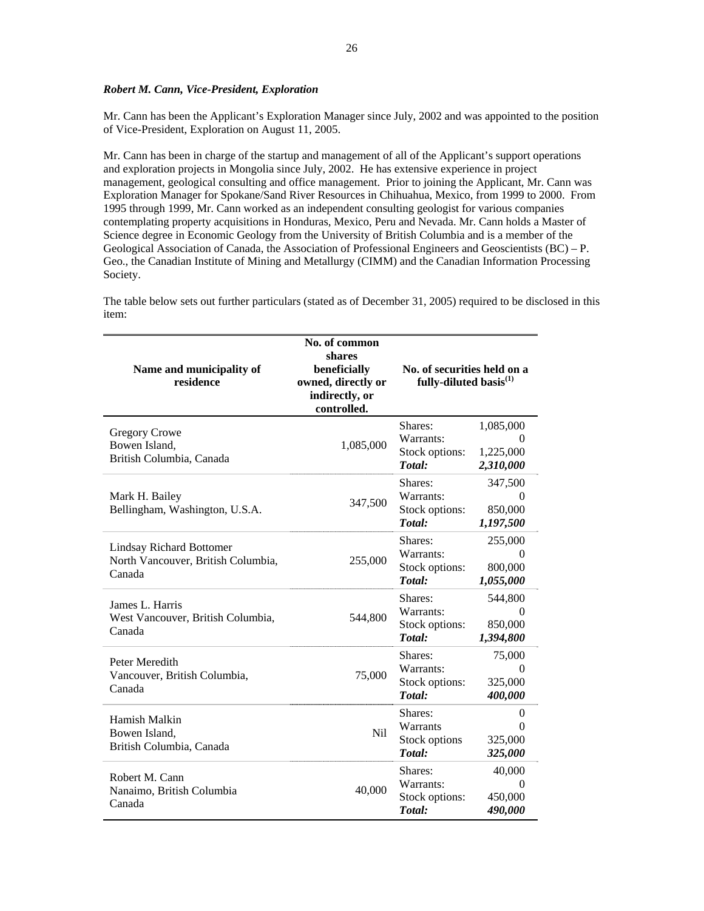***Robert M. Cann, Vice-President, Exploration***

Mr. Cann has been the Applicant's Exploration Manager since July, 2002 and was appointed to the position of Vice-President, Exploration on August 11, 2005.

Mr. Cann has been in charge of the startup and management of all of the Applicant's support operations and exploration projects in Mongolia since July, 2002. He has extensive experience in project management, geological consulting and office management. Prior to joining the Applicant, Mr. Cann was Exploration Manager for Spokane/Sand River Resources in Chihuahua, Mexico, from 1999 to 2000. From 1995 through 1999, Mr. Cann worked as an independent consulting geologist for various companies contemplating property acquisitions in Honduras, Mexico, Peru and Nevada. Mr. Cann holds a Master of Science degree in Economic Geology from the University of British Columbia and is a member of the Geological Association of Canada, the Association of Professional Engineers and Geoscientists (BC) – P. Geo., the Canadian Institute of Mining and Metallurgy (CIMM) and the Canadian Information Processing Society.

The table below sets out further particulars (stated as of December 31, 2005) required to be disclosed in this item:

| Name and municipality of residence | No. of common shares beneficially owned, directly or indirectly, or controlled. | No. of securities held on a fully-diluted basis[(1)] | |
|---|---|---|---|
| Gregory Crowe<br>Bowen Island,<br>British Columbia, Canada | 1,085,000 | Shares:<br>Warrants:<br>Stock options:<br>***Total:*** | 1,085,000<br>0<br>1,225,000<br>***2,310,000*** |
| Mark H. Bailey<br>Bellingham, Washington, U.S.A. | 347,500 | Shares:<br>Warrants:<br>Stock options:<br>***Total:*** | 347,500<br>0<br>850,000<br>***1,197,500*** |
| Lindsay Richard Bottomer<br>North Vancouver, British Columbia, Canada | 255,000 | Shares:<br>Warrants:<br>Stock options:<br>***Total:*** | 255,000<br>0<br>800,000<br>***1,055,000*** |
| James L. Harris<br>West Vancouver, British Columbia, Canada | 544,800 | Shares:<br>Warrants:<br>Stock options:<br>***Total:*** | 544,800<br>0<br>850,000<br>***1,394,800*** |
| Peter Meredith<br>Vancouver, British Columbia, Canada | 75,000 | Shares:<br>Warrants:<br>Stock options:<br>***Total:*** | 75,000<br>0<br>325,000<br>***400,000*** |
| Hamish Malkin<br>Bowen Island,<br>British Columbia, Canada | Nil | Shares:<br>Warrants<br>Stock options<br>***Total:*** | 0<br>0<br>325,000<br>***325,000*** |
| Robert M. Cann<br>Nanaimo, British Columbia<br>Canada | 40,000 | Shares:<br>Warrants:<br>Stock options:<br>***Total:*** | 40,000<br>0<br>450,000<br>***490,000*** |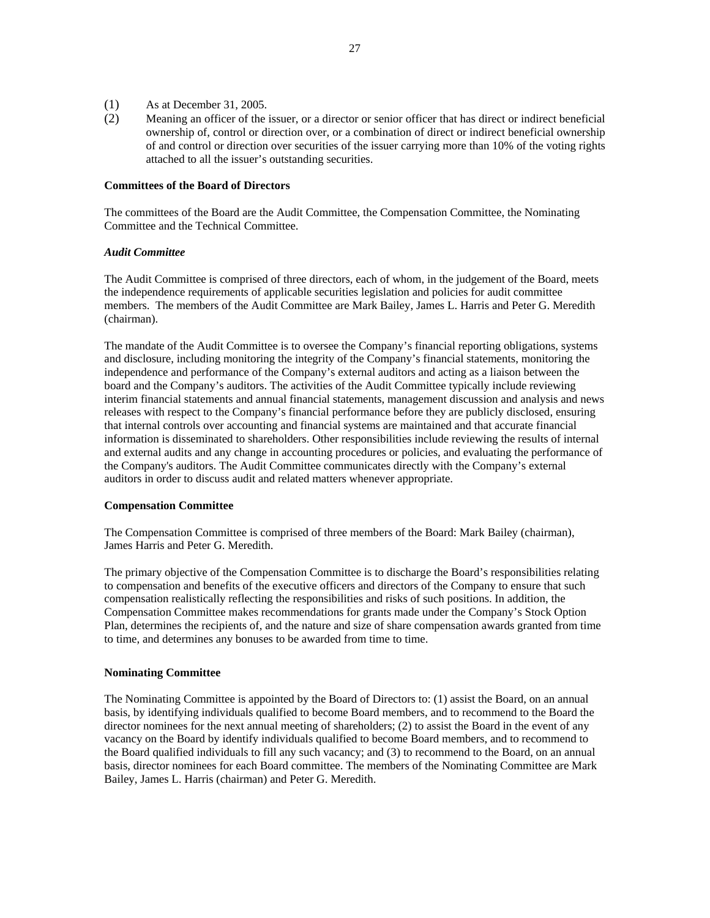(1) As at December 31, 2005.

(2) Meaning an officer of the issuer, or a director or senior officer that has direct or indirect beneficial ownership of, control or direction over, or a combination of direct or indirect beneficial ownership of and control or direction over securities of the issuer carrying more than 10% of the voting rights attached to all the issuer's outstanding securities.

**Committees of the Board of Directors**

The committees of the Board are the Audit Committee, the Compensation Committee, the Nominating Committee and the Technical Committee.

***Audit Committee***

The Audit Committee is comprised of three directors, each of whom, in the judgement of the Board, meets the independence requirements of applicable securities legislation and policies for audit committee members. The members of the Audit Committee are Mark Bailey, James L. Harris and Peter G. Meredith (chairman).

The mandate of the Audit Committee is to oversee the Company's financial reporting obligations, systems and disclosure, including monitoring the integrity of the Company's financial statements, monitoring the independence and performance of the Company's external auditors and acting as a liaison between the board and the Company's auditors. The activities of the Audit Committee typically include reviewing interim financial statements and annual financial statements, management discussion and analysis and news releases with respect to the Company's financial performance before they are publicly disclosed, ensuring that internal controls over accounting and financial systems are maintained and that accurate financial information is disseminated to shareholders. Other responsibilities include reviewing the results of internal and external audits and any change in accounting procedures or policies, and evaluating the performance of the Company's auditors. The Audit Committee communicates directly with the Company's external auditors in order to discuss audit and related matters whenever appropriate.

**Compensation Committee**

The Compensation Committee is comprised of three members of the Board: Mark Bailey (chairman), James Harris and Peter G. Meredith.

The primary objective of the Compensation Committee is to discharge the Board's responsibilities relating to compensation and benefits of the executive officers and directors of the Company to ensure that such compensation realistically reflecting the responsibilities and risks of such positions. In addition, the Compensation Committee makes recommendations for grants made under the Company's Stock Option Plan, determines the recipients of, and the nature and size of share compensation awards granted from time to time, and determines any bonuses to be awarded from time to time.

**Nominating Committee**

The Nominating Committee is appointed by the Board of Directors to: (1) assist the Board, on an annual basis, by identifying individuals qualified to become Board members, and to recommend to the Board the director nominees for the next annual meeting of shareholders; (2) to assist the Board in the event of any vacancy on the Board by identify individuals qualified to become Board members, and to recommend to the Board qualified individuals to fill any such vacancy; and (3) to recommend to the Board, on an annual basis, director nominees for each Board committee. The members of the Nominating Committee are Mark Bailey, James L. Harris (chairman) and Peter G. Meredith.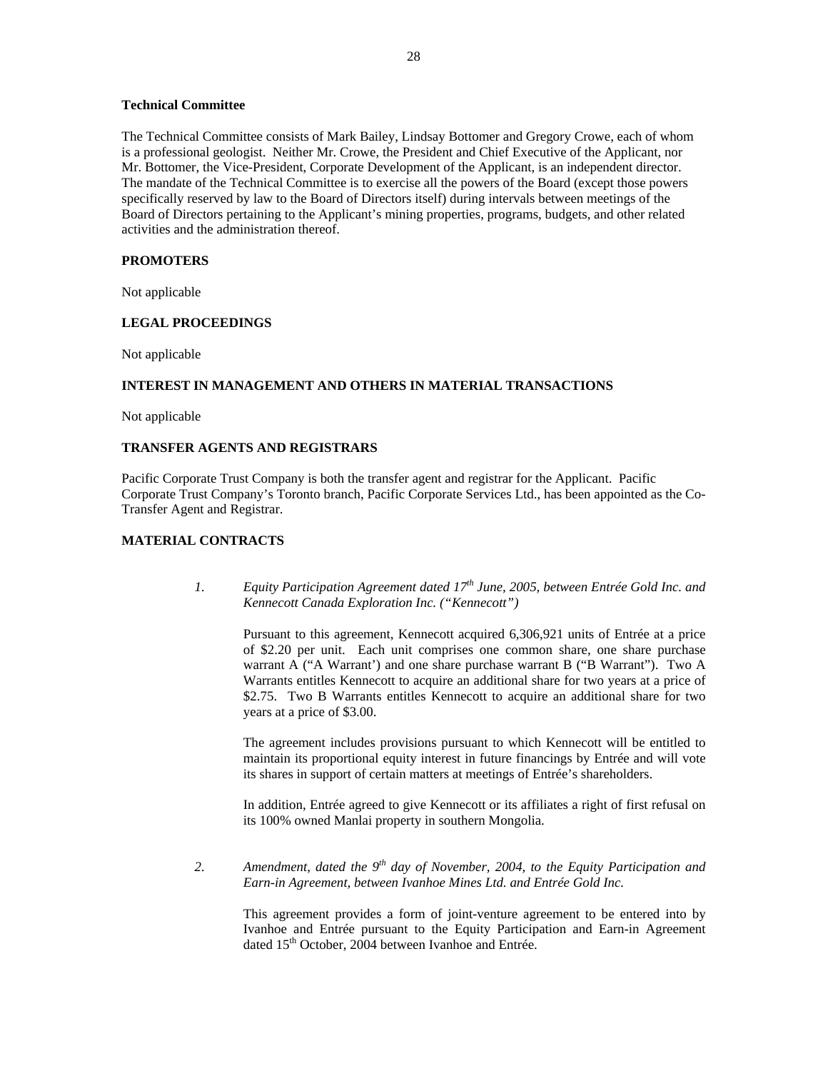**Technical Committee**

The Technical Committee consists of Mark Bailey, Lindsay Bottomer and Gregory Crowe, each of whom is a professional geologist. Neither Mr. Crowe, the President and Chief Executive of the Applicant, nor Mr. Bottomer, the Vice-President, Corporate Development of the Applicant, is an independent director. The mandate of the Technical Committee is to exercise all the powers of the Board (except those powers specifically reserved by law to the Board of Directors itself) during intervals between meetings of the Board of Directors pertaining to the Applicant's mining properties, programs, budgets, and other related activities and the administration thereof.

## PROMOTERS

Not applicable

## LEGAL PROCEEDINGS

Not applicable

## INTEREST IN MANAGEMENT AND OTHERS IN MATERIAL TRANSACTIONS

Not applicable

## TRANSFER AGENTS AND REGISTRARS

Pacific Corporate Trust Company is both the transfer agent and registrar for the Applicant. Pacific Corporate Trust Company's Toronto branch, Pacific Corporate Services Ltd., has been appointed as the Co-Transfer Agent and Registrar.

## MATERIAL CONTRACTS

1. *Equity Participation Agreement dated 17th June, 2005, between Entrée Gold Inc. and Kennecott Canada Exploration Inc. ("Kennecott")*

   Pursuant to this agreement, Kennecott acquired 6,306,921 units of Entrée at a price of $2.20 per unit. Each unit comprises one common share, one share purchase warrant A ("A Warrant') and one share purchase warrant B ("B Warrant"). Two A Warrants entitles Kennecott to acquire an additional share for two years at a price of $2.75. Two B Warrants entitles Kennecott to acquire an additional share for two years at a price of $3.00.

   The agreement includes provisions pursuant to which Kennecott will be entitled to maintain its proportional equity interest in future financings by Entrée and will vote its shares in support of certain matters at meetings of Entrée's shareholders.

   In addition, Entrée agreed to give Kennecott or its affiliates a right of first refusal on its 100% owned Manlai property in southern Mongolia.

2. *Amendment, dated the 9th day of November, 2004, to the Equity Participation and Earn-in Agreement, between Ivanhoe Mines Ltd. and Entrée Gold Inc.*

   This agreement provides a form of joint-venture agreement to be entered into by Ivanhoe and Entrée pursuant to the Equity Participation and Earn-in Agreement dated 15th October, 2004 between Ivanhoe and Entrée.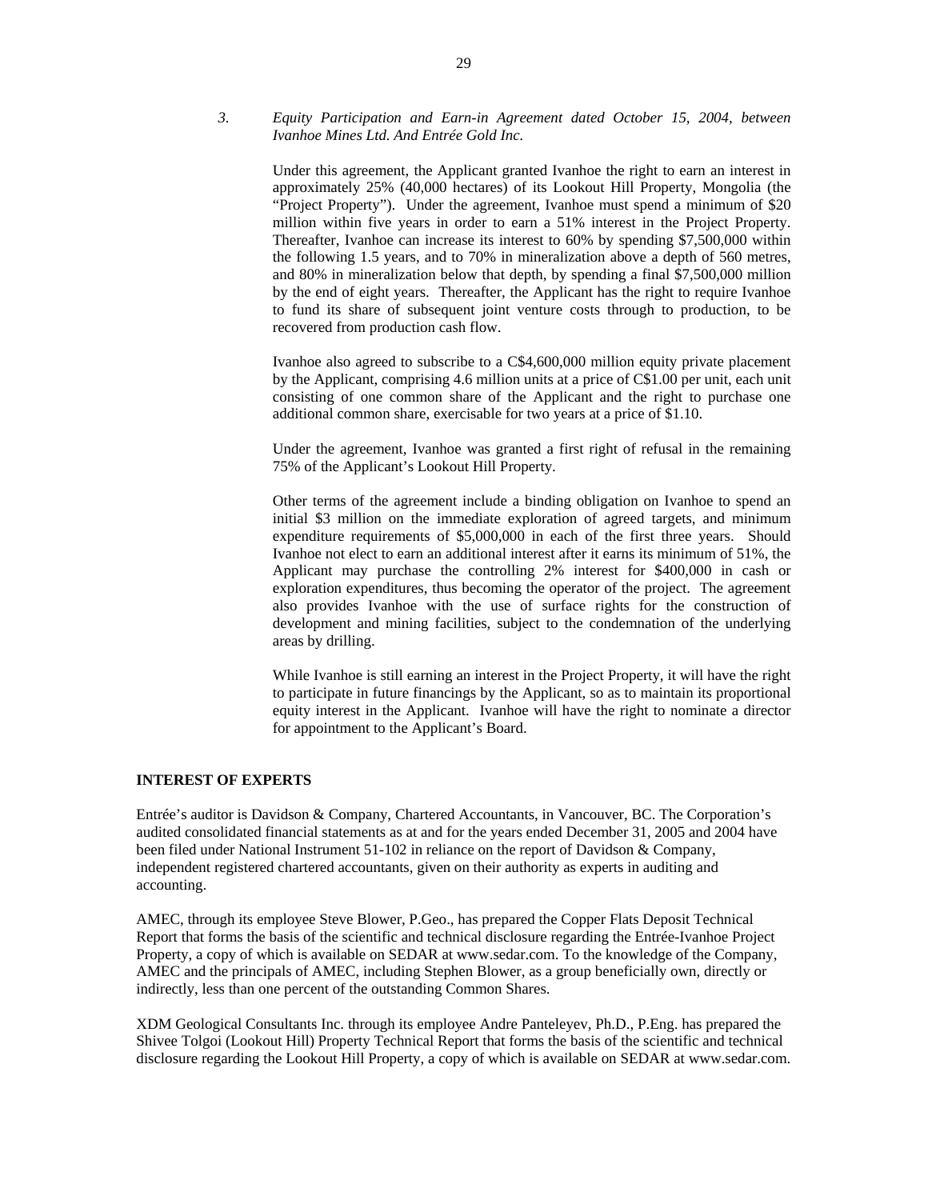*3. Equity Participation and Earn-in Agreement dated October 15, 2004, between Ivanhoe Mines Ltd. And Entrée Gold Inc.*

Under this agreement, the Applicant granted Ivanhoe the right to earn an interest in approximately 25% (40,000 hectares) of its Lookout Hill Property, Mongolia (the "Project Property"). Under the agreement, Ivanhoe must spend a minimum of $20 million within five years in order to earn a 51% interest in the Project Property. Thereafter, Ivanhoe can increase its interest to 60% by spending $7,500,000 within the following 1.5 years, and to 70% in mineralization above a depth of 560 metres, and 80% in mineralization below that depth, by spending a final $7,500,000 million by the end of eight years. Thereafter, the Applicant has the right to require Ivanhoe to fund its share of subsequent joint venture costs through to production, to be recovered from production cash flow.

Ivanhoe also agreed to subscribe to a C$4,600,000 million equity private placement by the Applicant, comprising 4.6 million units at a price of C$1.00 per unit, each unit consisting of one common share of the Applicant and the right to purchase one additional common share, exercisable for two years at a price of $1.10.

Under the agreement, Ivanhoe was granted a first right of refusal in the remaining 75% of the Applicant's Lookout Hill Property.

Other terms of the agreement include a binding obligation on Ivanhoe to spend an initial $3 million on the immediate exploration of agreed targets, and minimum expenditure requirements of $5,000,000 in each of the first three years. Should Ivanhoe not elect to earn an additional interest after it earns its minimum of 51%, the Applicant may purchase the controlling 2% interest for $400,000 in cash or exploration expenditures, thus becoming the operator of the project. The agreement also provides Ivanhoe with the use of surface rights for the construction of development and mining facilities, subject to the condemnation of the underlying areas by drilling.

While Ivanhoe is still earning an interest in the Project Property, it will have the right to participate in future financings by the Applicant, so as to maintain its proportional equity interest in the Applicant. Ivanhoe will have the right to nominate a director for appointment to the Applicant's Board.

## INTEREST OF EXPERTS

Entrée's auditor is Davidson & Company, Chartered Accountants, in Vancouver, BC. The Corporation's audited consolidated financial statements as at and for the years ended December 31, 2005 and 2004 have been filed under National Instrument 51-102 in reliance on the report of Davidson & Company, independent registered chartered accountants, given on their authority as experts in auditing and accounting.

AMEC, through its employee Steve Blower, P.Geo., has prepared the Copper Flats Deposit Technical Report that forms the basis of the scientific and technical disclosure regarding the Entrée-Ivanhoe Project Property, a copy of which is available on SEDAR at www.sedar.com. To the knowledge of the Company, AMEC and the principals of AMEC, including Stephen Blower, as a group beneficially own, directly or indirectly, less than one percent of the outstanding Common Shares.

XDM Geological Consultants Inc. through its employee Andre Panteleyev, Ph.D., P.Eng. has prepared the Shivee Tolgoi (Lookout Hill) Property Technical Report that forms the basis of the scientific and technical disclosure regarding the Lookout Hill Property, a copy of which is available on SEDAR at www.sedar.com.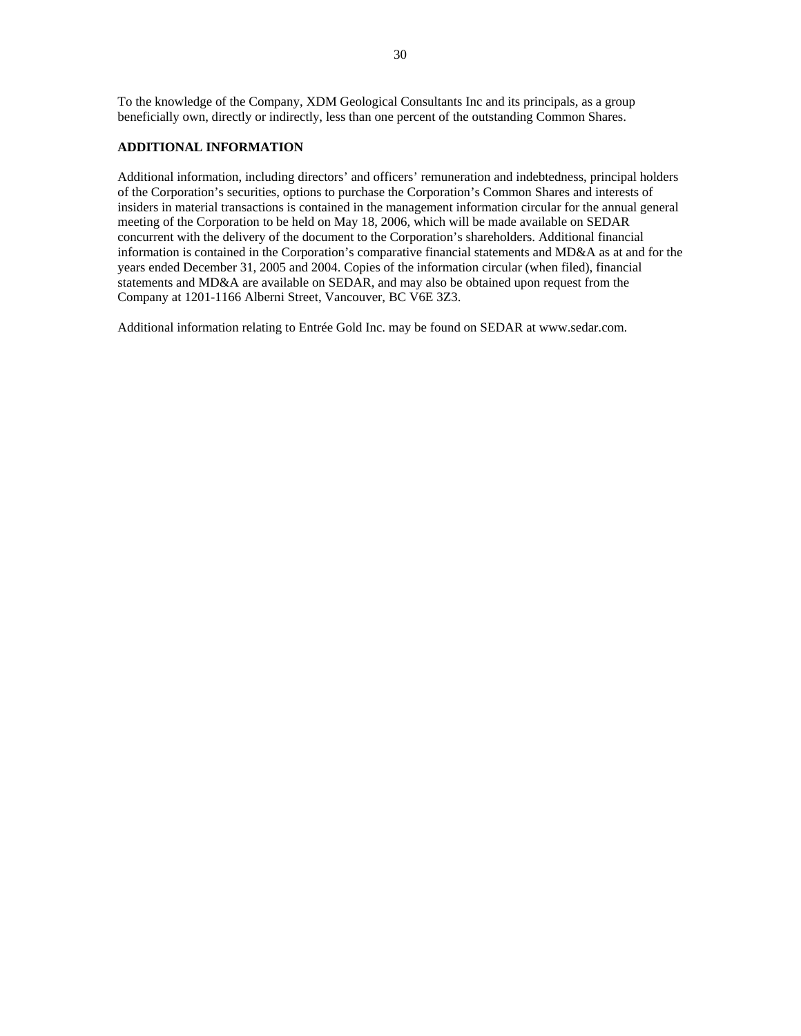To the knowledge of the Company, XDM Geological Consultants Inc and its principals, as a group beneficially own, directly or indirectly, less than one percent of the outstanding Common Shares.

## ADDITIONAL INFORMATION

Additional information, including directors' and officers' remuneration and indebtedness, principal holders of the Corporation's securities, options to purchase the Corporation's Common Shares and interests of insiders in material transactions is contained in the management information circular for the annual general meeting of the Corporation to be held on May 18, 2006, which will be made available on SEDAR concurrent with the delivery of the document to the Corporation's shareholders. Additional financial information is contained in the Corporation's comparative financial statements and MD&A as at and for the years ended December 31, 2005 and 2004. Copies of the information circular (when filed), financial statements and MD&A are available on SEDAR, and may also be obtained upon request from the Company at 1201-1166 Alberni Street, Vancouver, BC V6E 3Z3.

Additional information relating to Entrée Gold Inc. may be found on SEDAR at www.sedar.com.